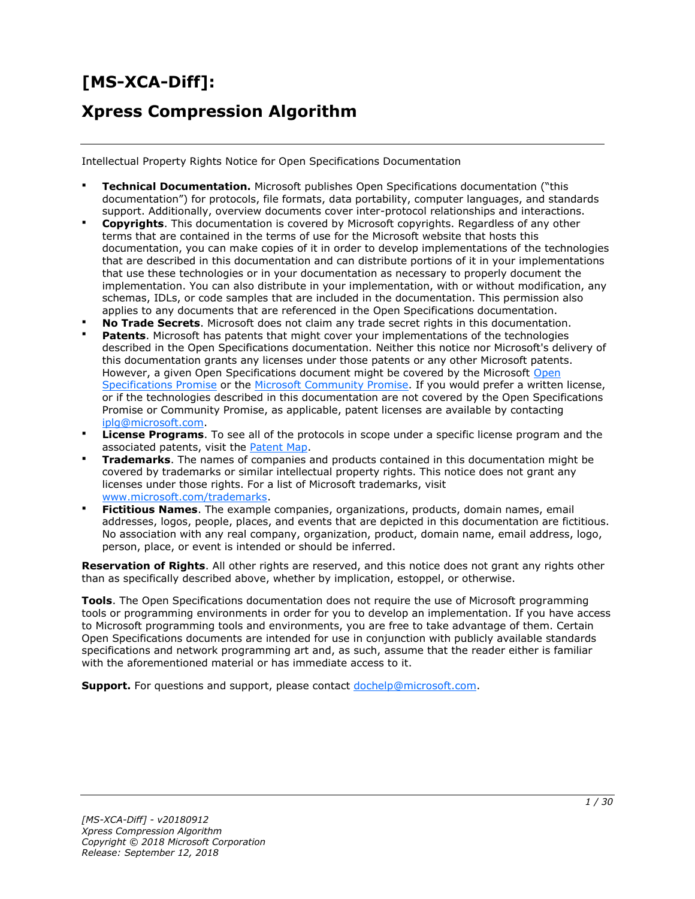# [MS-XCA-Diff]:

# Xpress Compression Algorithm

---

Intellectual Property Rights Notice for Open Specifications Documentation

- **Technical Documentation.** Microsoft publishes Open Specifications documentation ("this documentation") for protocols, file formats, data portability, computer languages, and standards support. Additionally, overview documents cover inter-protocol relationships and interactions.
- **Copyrights**. This documentation is covered by Microsoft copyrights. Regardless of any other terms that are contained in the terms of use for the Microsoft website that hosts this documentation, you can make copies of it in order to develop implementations of the technologies that are described in this documentation and can distribute portions of it in your implementations that use these technologies or in your documentation as necessary to properly document the implementation. You can also distribute in your implementation, with or without modification, any schemas, IDLs, or code samples that are included in the documentation. This permission also applies to any documents that are referenced in the Open Specifications documentation.
- **No Trade Secrets**. Microsoft does not claim any trade secret rights in this documentation.
- **Patents**. Microsoft has patents that might cover your implementations of the technologies described in the Open Specifications documentation. Neither this notice nor Microsoft's delivery of this documentation grants any licenses under those patents or any other Microsoft patents. However, a given Open Specifications document might be covered by the Microsoft Open Specifications Promise or the Microsoft Community Promise. If you would prefer a written license, or if the technologies described in this documentation are not covered by the Open Specifications Promise or Community Promise, as applicable, patent licenses are available by contacting iplg@microsoft.com.
- **License Programs**. To see all of the protocols in scope under a specific license program and the associated patents, visit the Patent Map.
- **Trademarks**. The names of companies and products contained in this documentation might be covered by trademarks or similar intellectual property rights. This notice does not grant any licenses under those rights. For a list of Microsoft trademarks, visit www.microsoft.com/trademarks.
- **Fictitious Names**. The example companies, organizations, products, domain names, email addresses, logos, people, places, and events that are depicted in this documentation are fictitious. No association with any real company, organization, product, domain name, email address, logo, person, place, or event is intended or should be inferred.

**Reservation of Rights**. All other rights are reserved, and this notice does not grant any rights other than as specifically described above, whether by implication, estoppel, or otherwise.

**Tools**. The Open Specifications documentation does not require the use of Microsoft programming tools or programming environments in order for you to develop an implementation. If you have access to Microsoft programming tools and environments, you are free to take advantage of them. Certain Open Specifications documents are intended for use in conjunction with publicly available standards specifications and network programming art and, as such, assume that the reader either is familiar with the aforementioned material or has immediate access to it.

**Support.** For questions and support, please contact dochelp@microsoft.com.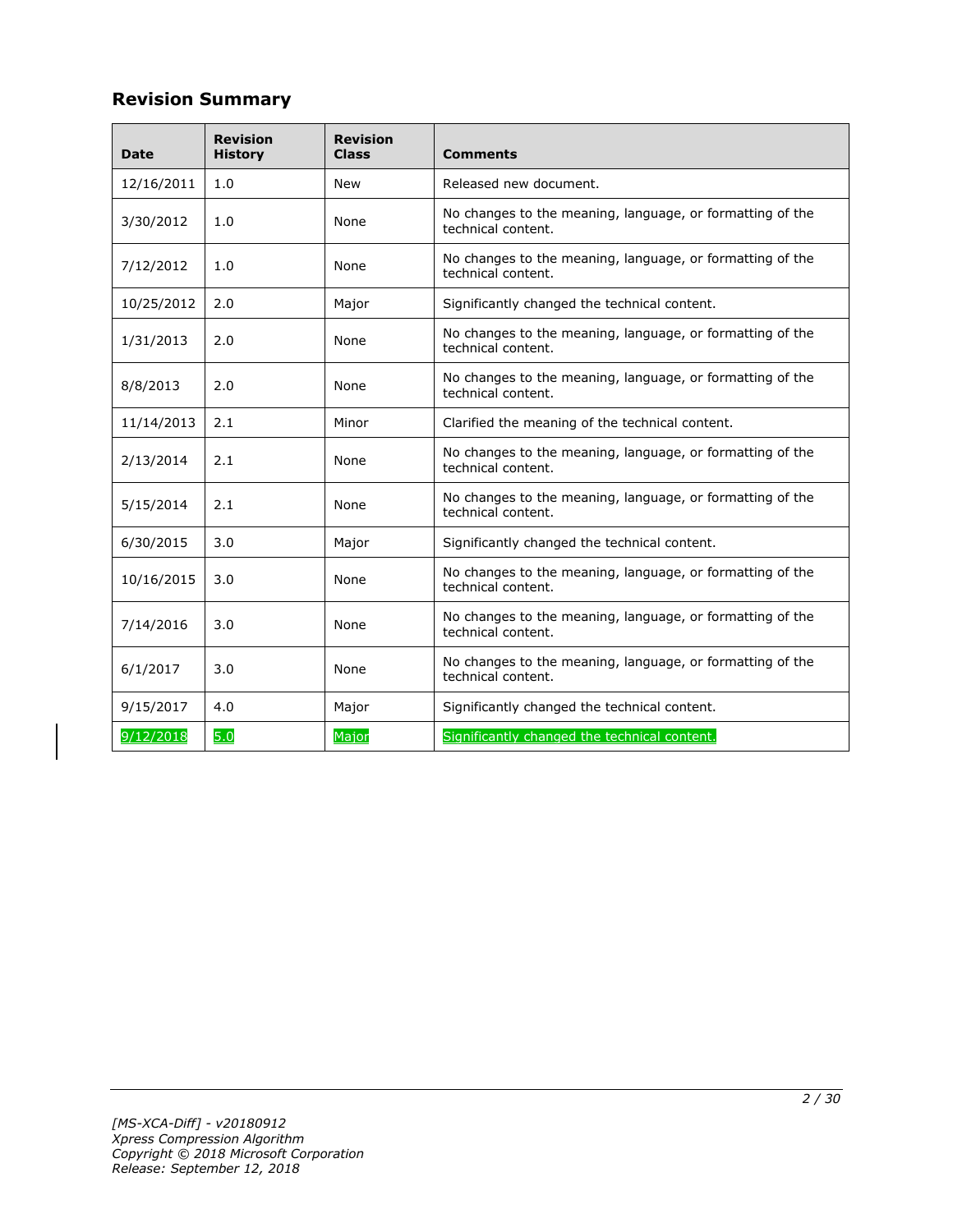## Revision Summary

| Date | Revision History | Revision Class | Comments |
|---|---|---|---|
| 12/16/2011 | 1.0 | New | Released new document. |
| 3/30/2012 | 1.0 | None | No changes to the meaning, language, or formatting of the technical content. |
| 7/12/2012 | 1.0 | None | No changes to the meaning, language, or formatting of the technical content. |
| 10/25/2012 | 2.0 | Major | Significantly changed the technical content. |
| 1/31/2013 | 2.0 | None | No changes to the meaning, language, or formatting of the technical content. |
| 8/8/2013 | 2.0 | None | No changes to the meaning, language, or formatting of the technical content. |
| 11/14/2013 | 2.1 | Minor | Clarified the meaning of the technical content. |
| 2/13/2014 | 2.1 | None | No changes to the meaning, language, or formatting of the technical content. |
| 5/15/2014 | 2.1 | None | No changes to the meaning, language, or formatting of the technical content. |
| 6/30/2015 | 3.0 | Major | Significantly changed the technical content. |
| 10/16/2015 | 3.0 | None | No changes to the meaning, language, or formatting of the technical content. |
| 7/14/2016 | 3.0 | None | No changes to the meaning, language, or formatting of the technical content. |
| 6/1/2017 | 3.0 | None | No changes to the meaning, language, or formatting of the technical content. |
| 9/15/2017 | 4.0 | Major | Significantly changed the technical content. |
| 9/12/2018 | 5.0 | Major | Significantly changed the technical content. |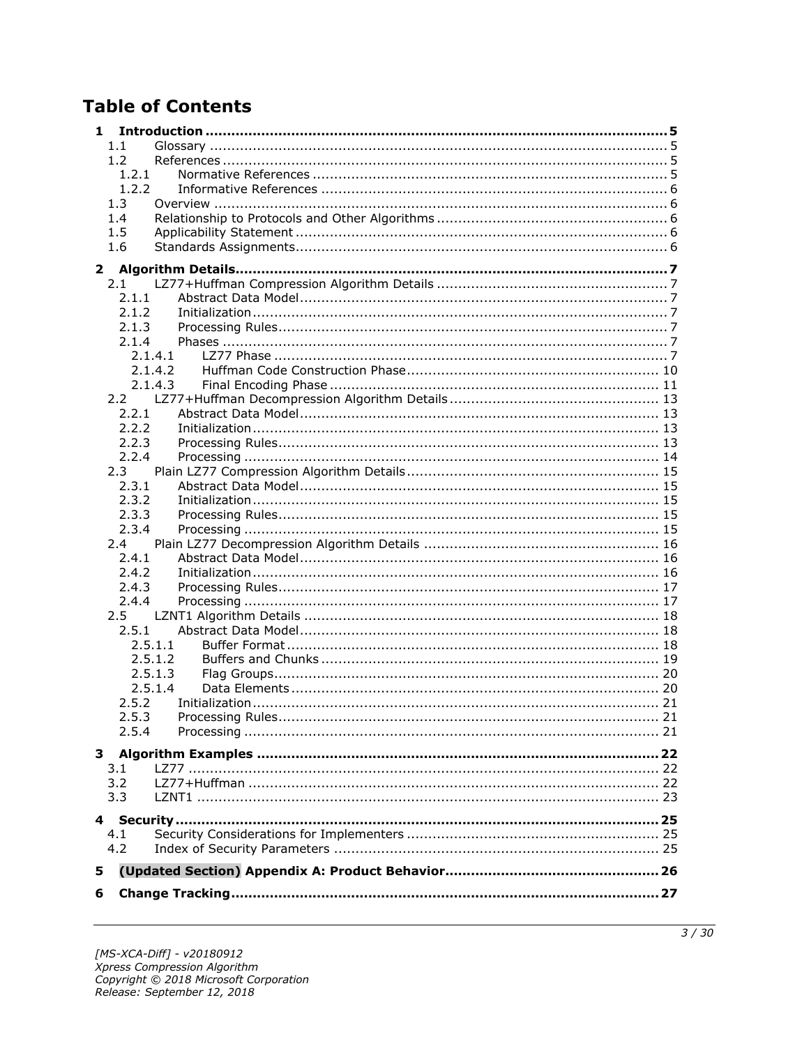# Table of Contents

- **1 Introduction ........ 5**
  - 1.1 Glossary ........ 5
  - 1.2 References ........ 5
    - 1.2.1 Normative References ........ 5
    - 1.2.2 Informative References ........ 6
  - 1.3 Overview ........ 6
  - 1.4 Relationship to Protocols and Other Algorithms ........ 6
  - 1.5 Applicability Statement ........ 6
  - 1.6 Standards Assignments ........ 6
- **2 Algorithm Details ........ 7**
  - 2.1 LZ77+Huffman Compression Algorithm Details ........ 7
    - 2.1.1 Abstract Data Model ........ 7
    - 2.1.2 Initialization ........ 7
    - 2.1.3 Processing Rules ........ 7
    - 2.1.4 Phases ........ 7
      - 2.1.4.1 LZ77 Phase ........ 7
      - 2.1.4.2 Huffman Code Construction Phase ........ 10
      - 2.1.4.3 Final Encoding Phase ........ 11
  - 2.2 LZ77+Huffman Decompression Algorithm Details ........ 13
    - 2.2.1 Abstract Data Model ........ 13
    - 2.2.2 Initialization ........ 13
    - 2.2.3 Processing Rules ........ 13
    - 2.2.4 Processing ........ 14
  - 2.3 Plain LZ77 Compression Algorithm Details ........ 15
    - 2.3.1 Abstract Data Model ........ 15
    - 2.3.2 Initialization ........ 15
    - 2.3.3 Processing Rules ........ 15
    - 2.3.4 Processing ........ 15
  - 2.4 Plain LZ77 Decompression Algorithm Details ........ 16
    - 2.4.1 Abstract Data Model ........ 16
    - 2.4.2 Initialization ........ 16
    - 2.4.3 Processing Rules ........ 17
    - 2.4.4 Processing ........ 17
  - 2.5 LZNT1 Algorithm Details ........ 18
    - 2.5.1 Abstract Data Model ........ 18
      - 2.5.1.1 Buffer Format ........ 18
      - 2.5.1.2 Buffers and Chunks ........ 19
      - 2.5.1.3 Flag Groups ........ 20
      - 2.5.1.4 Data Elements ........ 20
    - 2.5.2 Initialization ........ 21
    - 2.5.3 Processing Rules ........ 21
    - 2.5.4 Processing ........ 21
- **3 Algorithm Examples ........ 22**
  - 3.1 LZ77 ........ 22
  - 3.2 LZ77+Huffman ........ 22
  - 3.3 LZNT1 ........ 23
- **4 Security ........ 25**
  - 4.1 Security Considerations for Implementers ........ 25
  - 4.2 Index of Security Parameters ........ 25
- **5 (Updated Section) Appendix A: Product Behavior ........ 26**
- **6 Change Tracking ........ 27**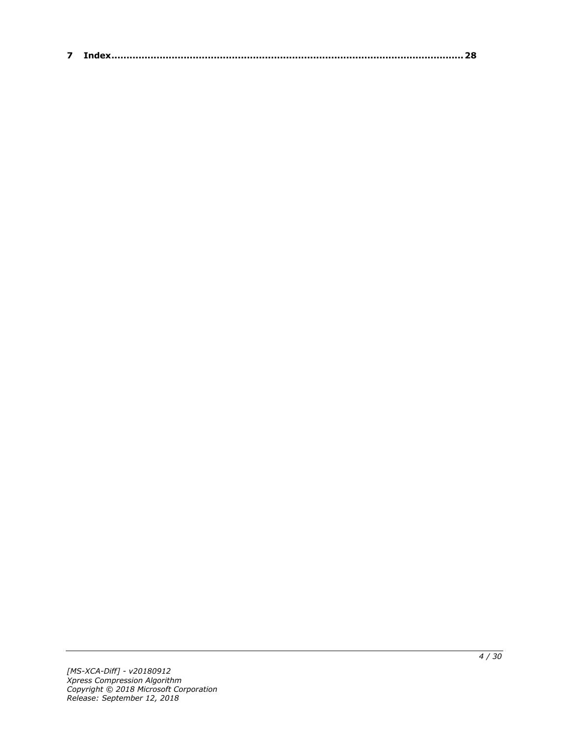**7 Index........................................................................................................... 28**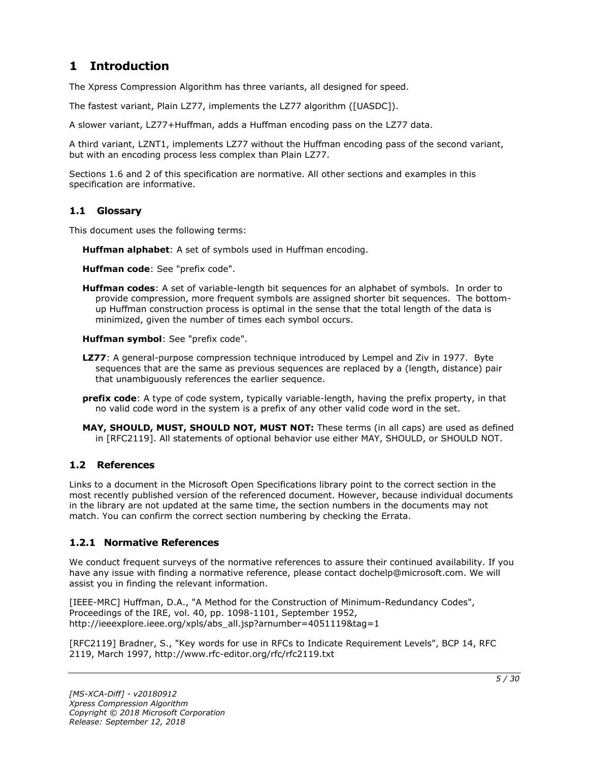# 1 Introduction

The Xpress Compression Algorithm has three variants, all designed for speed.

The fastest variant, Plain LZ77, implements the LZ77 algorithm ([UASDC]).

A slower variant, LZ77+Huffman, adds a Huffman encoding pass on the LZ77 data.

A third variant, LZNT1, implements LZ77 without the Huffman encoding pass of the second variant, but with an encoding process less complex than Plain LZ77.

Sections 1.6 and 2 of this specification are normative. All other sections and examples in this specification are informative.

## 1.1 Glossary

This document uses the following terms:

**Huffman alphabet**: A set of symbols used in Huffman encoding.

**Huffman code**: See "prefix code".

**Huffman codes**: A set of variable-length bit sequences for an alphabet of symbols. In order to provide compression, more frequent symbols are assigned shorter bit sequences. The bottom-up Huffman construction process is optimal in the sense that the total length of the data is minimized, given the number of times each symbol occurs.

**Huffman symbol**: See "prefix code".

**LZ77**: A general-purpose compression technique introduced by Lempel and Ziv in 1977. Byte sequences that are the same as previous sequences are replaced by a (length, distance) pair that unambiguously references the earlier sequence.

**prefix code**: A type of code system, typically variable-length, having the prefix property, in that no valid code word in the system is a prefix of any other valid code word in the set.

**MAY, SHOULD, MUST, SHOULD NOT, MUST NOT:** These terms (in all caps) are used as defined in [RFC2119]. All statements of optional behavior use either MAY, SHOULD, or SHOULD NOT.

## 1.2 References

Links to a document in the Microsoft Open Specifications library point to the correct section in the most recently published version of the referenced document. However, because individual documents in the library are not updated at the same time, the section numbers in the documents may not match. You can confirm the correct section numbering by checking the Errata.

### 1.2.1 Normative References

We conduct frequent surveys of the normative references to assure their continued availability. If you have any issue with finding a normative reference, please contact dochelp@microsoft.com. We will assist you in finding the relevant information.

[IEEE-MRC] Huffman, D.A., "A Method for the Construction of Minimum-Redundancy Codes", Proceedings of the IRE, vol. 40, pp. 1098-1101, September 1952, http://ieeexplore.ieee.org/xpls/abs_all.jsp?arnumber=4051119&tag=1

[RFC2119] Bradner, S., "Key words for use in RFCs to Indicate Requirement Levels", BCP 14, RFC 2119, March 1997, http://www.rfc-editor.org/rfc/rfc2119.txt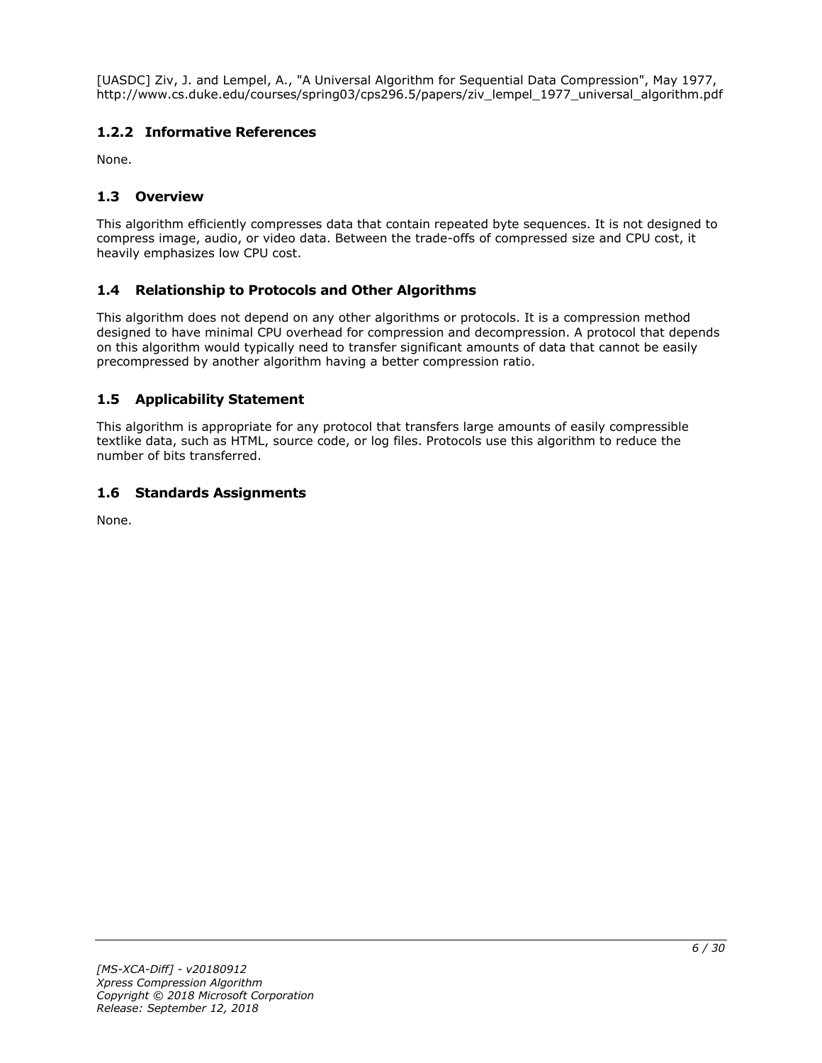[UASDC] Ziv, J. and Lempel, A., "A Universal Algorithm for Sequential Data Compression", May 1977, http://www.cs.duke.edu/courses/spring03/cps296.5/papers/ziv_lempel_1977_universal_algorithm.pdf

### 1.2.2 Informative References

None.

## 1.3 Overview

This algorithm efficiently compresses data that contain repeated byte sequences. It is not designed to compress image, audio, or video data. Between the trade-offs of compressed size and CPU cost, it heavily emphasizes low CPU cost.

## 1.4 Relationship to Protocols and Other Algorithms

This algorithm does not depend on any other algorithms or protocols. It is a compression method designed to have minimal CPU overhead for compression and decompression. A protocol that depends on this algorithm would typically need to transfer significant amounts of data that cannot be easily precompressed by another algorithm having a better compression ratio.

## 1.5 Applicability Statement

This algorithm is appropriate for any protocol that transfers large amounts of easily compressible textlike data, such as HTML, source code, or log files. Protocols use this algorithm to reduce the number of bits transferred.

## 1.6 Standards Assignments

None.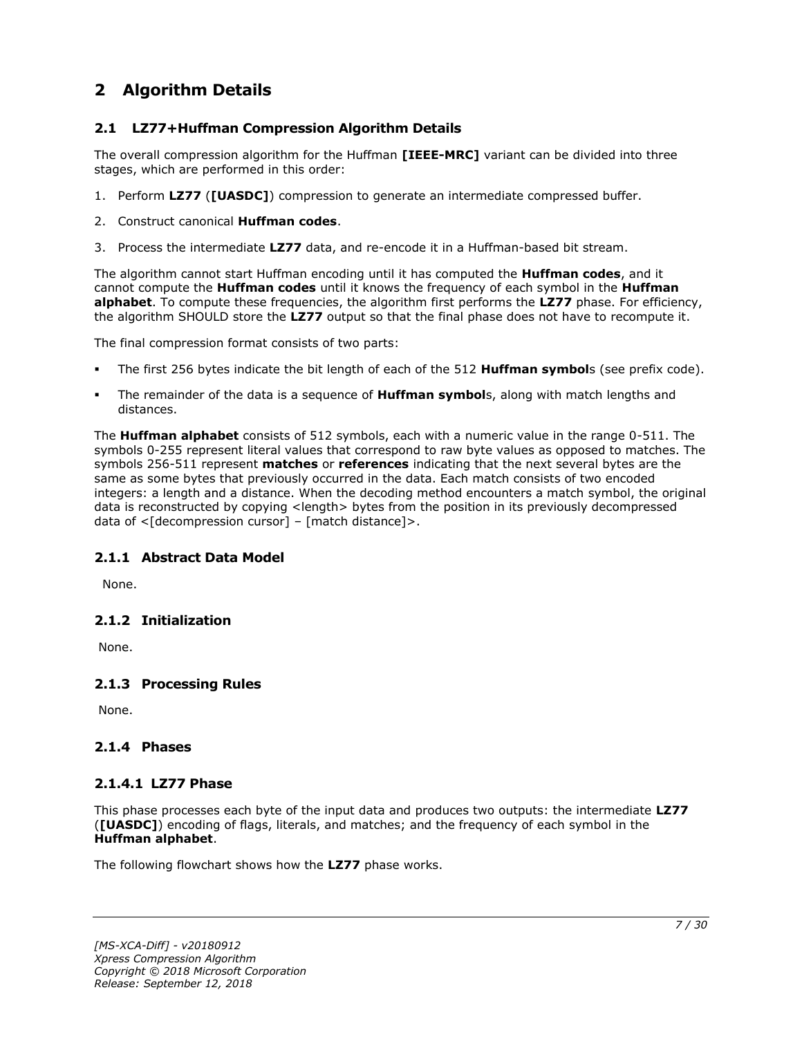# 2 Algorithm Details

## 2.1 LZ77+Huffman Compression Algorithm Details

The overall compression algorithm for the Huffman **[IEEE-MRC]** variant can be divided into three stages, which are performed in this order:

1. Perform **LZ77** (**[UASDC]**) compression to generate an intermediate compressed buffer.
2. Construct canonical **Huffman codes**.
3. Process the intermediate **LZ77** data, and re-encode it in a Huffman-based bit stream.

The algorithm cannot start Huffman encoding until it has computed the **Huffman codes**, and it cannot compute the **Huffman codes** until it knows the frequency of each symbol in the **Huffman alphabet**. To compute these frequencies, the algorithm first performs the **LZ77** phase. For efficiency, the algorithm SHOULD store the **LZ77** output so that the final phase does not have to recompute it.

The final compression format consists of two parts:

- The first 256 bytes indicate the bit length of each of the 512 **Huffman symbol**s (see prefix code).
- The remainder of the data is a sequence of **Huffman symbol**s, along with match lengths and distances.

The **Huffman alphabet** consists of 512 symbols, each with a numeric value in the range 0-511. The symbols 0-255 represent literal values that correspond to raw byte values as opposed to matches. The symbols 256-511 represent **matches** or **references** indicating that the next several bytes are the same as some bytes that previously occurred in the data. Each match consists of two encoded integers: a length and a distance. When the decoding method encounters a match symbol, the original data is reconstructed by copying <length> bytes from the position in its previously decompressed data of <[decompression cursor] – [match distance]>.

### 2.1.1 Abstract Data Model

None.

### 2.1.2 Initialization

None.

### 2.1.3 Processing Rules

None.

### 2.1.4 Phases

#### 2.1.4.1 LZ77 Phase

This phase processes each byte of the input data and produces two outputs: the intermediate **LZ77** (**[UASDC]**) encoding of flags, literals, and matches; and the frequency of each symbol in the **Huffman alphabet**.

The following flowchart shows how the **LZ77** phase works.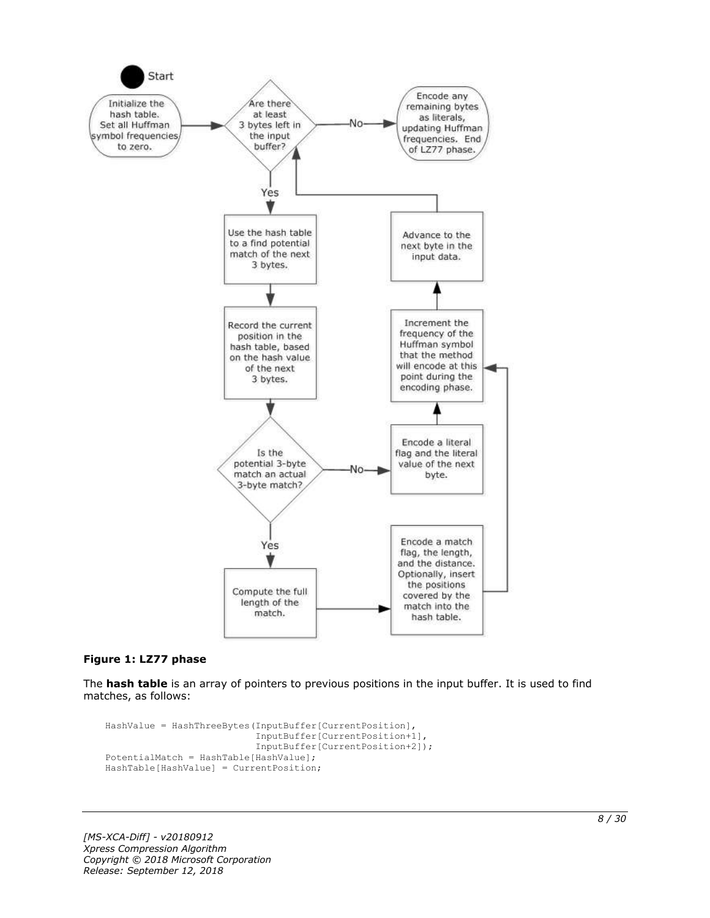**Figure 1: LZ77 phase**

The **hash table** is an array of pointers to previous positions in the input buffer. It is used to find matches, as follows:

```
HashValue = HashThreeBytes(InputBuffer[CurrentPosition],
                           InputBuffer[CurrentPosition+1],
                           InputBuffer[CurrentPosition+2]);
PotentialMatch = HashTable[HashValue];
HashTable[HashValue] = CurrentPosition;
```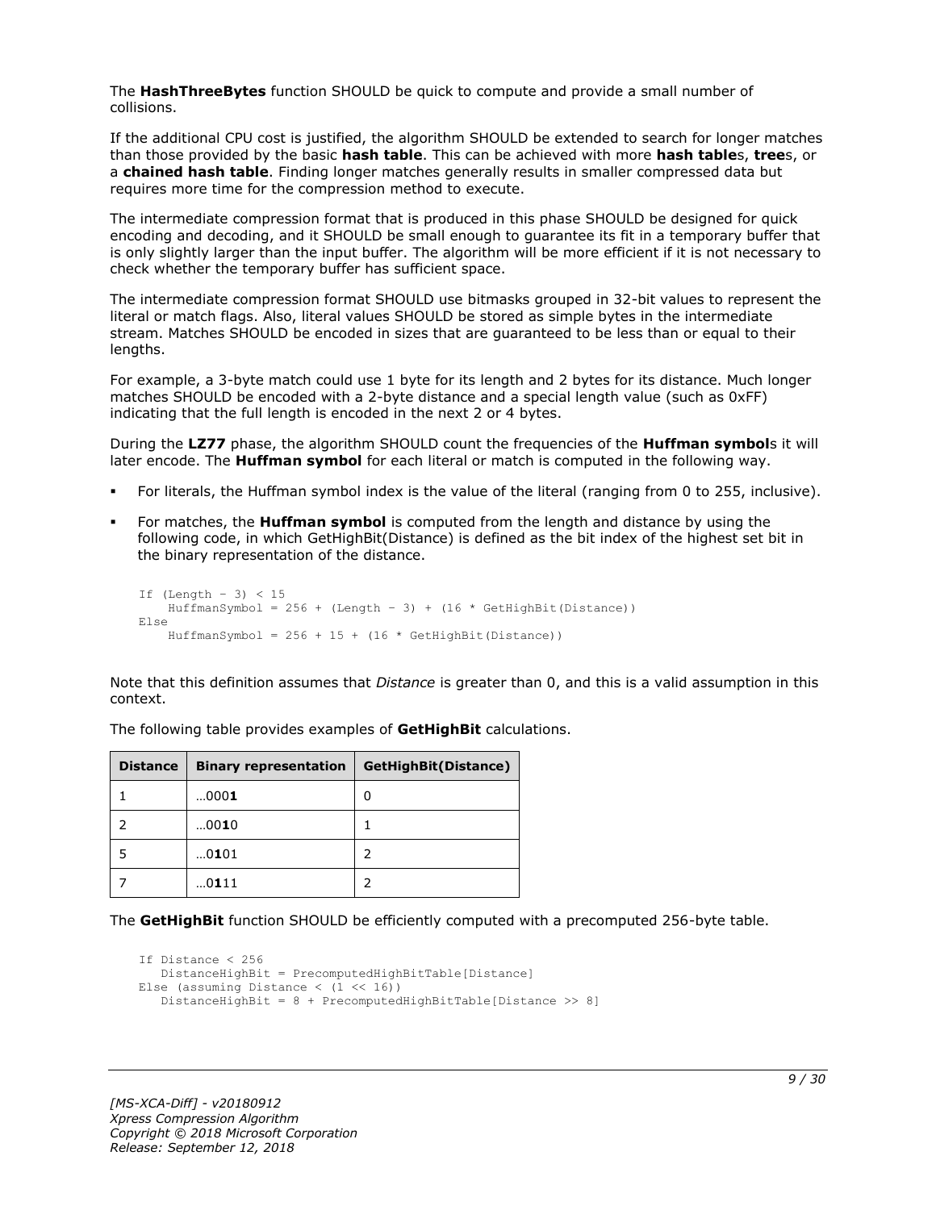The **HashThreeBytes** function SHOULD be quick to compute and provide a small number of collisions.

If the additional CPU cost is justified, the algorithm SHOULD be extended to search for longer matches than those provided by the basic **hash table**. This can be achieved with more **hash table**s, **tree**s, or a **chained hash table**. Finding longer matches generally results in smaller compressed data but requires more time for the compression method to execute.

The intermediate compression format that is produced in this phase SHOULD be designed for quick encoding and decoding, and it SHOULD be small enough to guarantee its fit in a temporary buffer that is only slightly larger than the input buffer. The algorithm will be more efficient if it is not necessary to check whether the temporary buffer has sufficient space.

The intermediate compression format SHOULD use bitmasks grouped in 32-bit values to represent the literal or match flags. Also, literal values SHOULD be stored as simple bytes in the intermediate stream. Matches SHOULD be encoded in sizes that are guaranteed to be less than or equal to their lengths.

For example, a 3-byte match could use 1 byte for its length and 2 bytes for its distance. Much longer matches SHOULD be encoded with a 2-byte distance and a special length value (such as 0xFF) indicating that the full length is encoded in the next 2 or 4 bytes.

During the **LZ77** phase, the algorithm SHOULD count the frequencies of the **Huffman symbol**s it will later encode. The **Huffman symbol** for each literal or match is computed in the following way.

- For literals, the Huffman symbol index is the value of the literal (ranging from 0 to 255, inclusive).
- For matches, the **Huffman symbol** is computed from the length and distance by using the following code, in which GetHighBit(Distance) is defined as the bit index of the highest set bit in the binary representation of the distance.

```
If (Length - 3) < 15
    HuffmanSymbol = 256 + (Length - 3) + (16 * GetHighBit(Distance))
Else
    HuffmanSymbol = 256 + 15 + (16 * GetHighBit(Distance))
```

Note that this definition assumes that *Distance* is greater than 0, and this is a valid assumption in this context.

The following table provides examples of **GetHighBit** calculations.

| Distance | Binary representation | GetHighBit(Distance) |
| --- | --- | --- |
| 1 | …000**1** | 0 |
| 2 | …00**1**0 | 1 |
| 5 | …0**1**01 | 2 |
| 7 | …0**1**11 | 2 |

The **GetHighBit** function SHOULD be efficiently computed with a precomputed 256-byte table.

```
If Distance < 256
   DistanceHighBit = PrecomputedHighBitTable[Distance]
Else (assuming Distance < (1 << 16))
   DistanceHighBit = 8 + PrecomputedHighBitTable[Distance >> 8]
```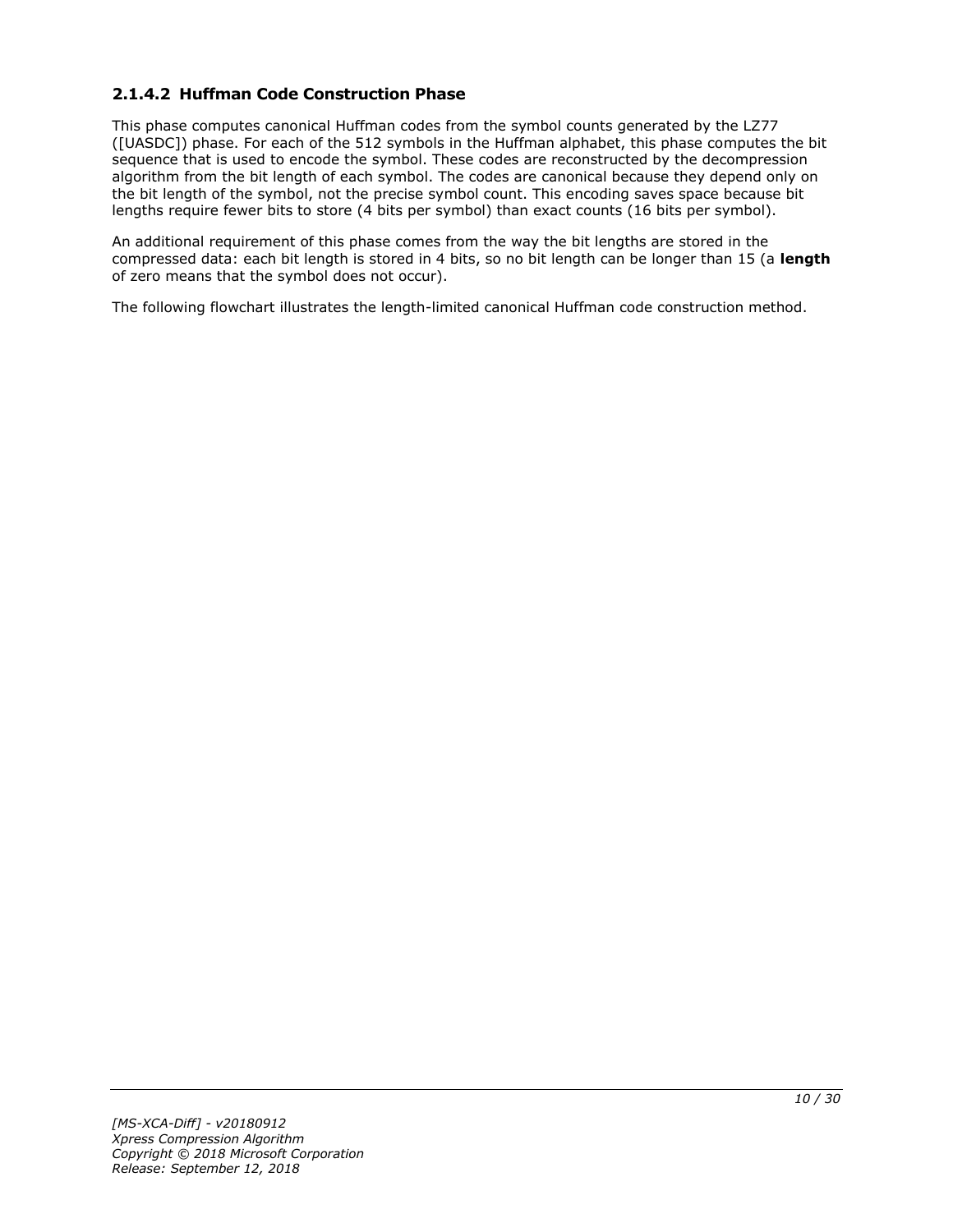### 2.1.4.2 Huffman Code Construction Phase

This phase computes canonical Huffman codes from the symbol counts generated by the LZ77 ([UASDC]) phase. For each of the 512 symbols in the Huffman alphabet, this phase computes the bit sequence that is used to encode the symbol. These codes are reconstructed by the decompression algorithm from the bit length of each symbol. The codes are canonical because they depend only on the bit length of the symbol, not the precise symbol count. This encoding saves space because bit lengths require fewer bits to store (4 bits per symbol) than exact counts (16 bits per symbol).

An additional requirement of this phase comes from the way the bit lengths are stored in the compressed data: each bit length is stored in 4 bits, so no bit length can be longer than 15 (a **length** of zero means that the symbol does not occur).

The following flowchart illustrates the length-limited canonical Huffman code construction method.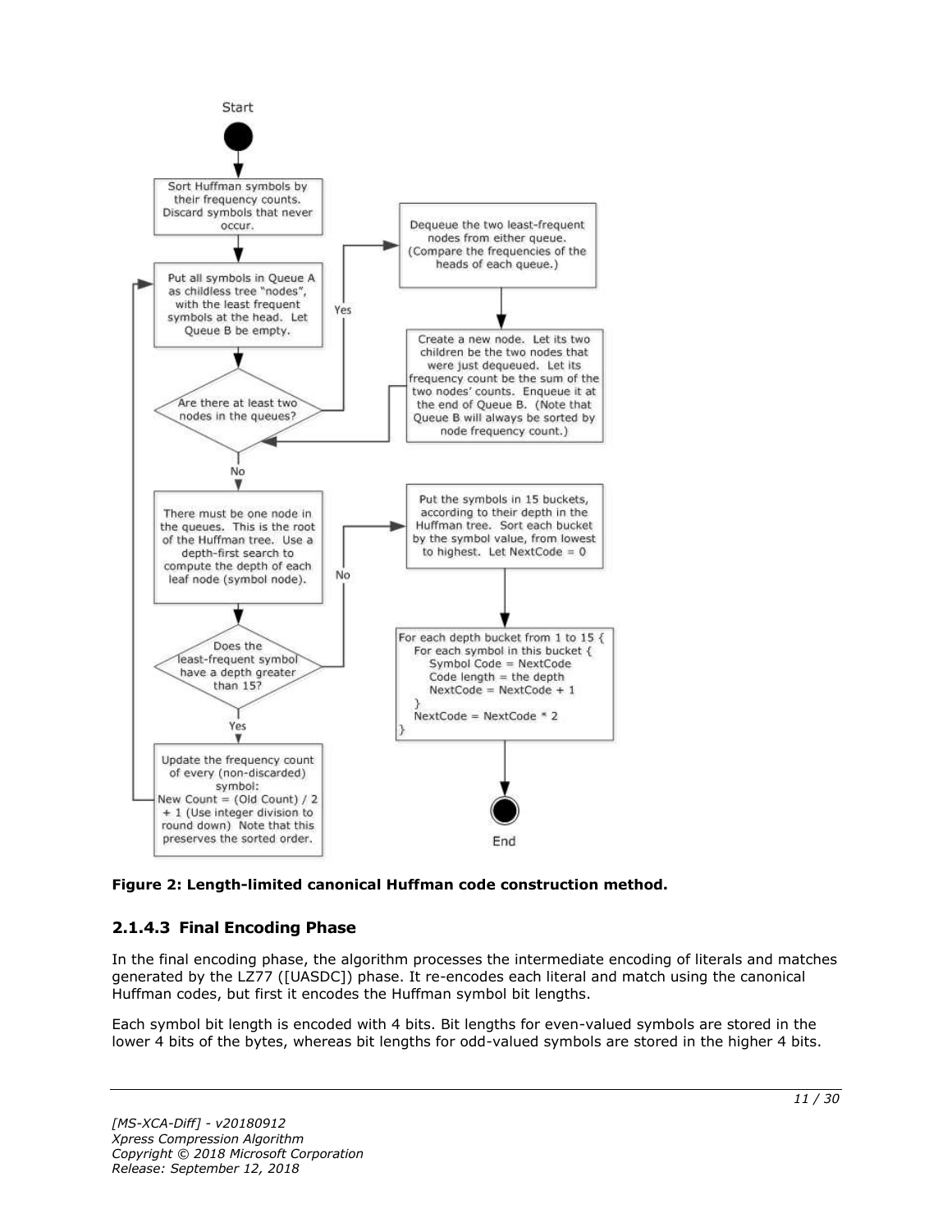Start

Sort Huffman symbols by their frequency counts. Discard symbols that never occur.

Put all symbols in Queue A as childless tree "nodes", with the least frequent symbols at the head. Let Queue B be empty.

Are there at least two nodes in the queues?

Yes

Dequeue the two least-frequent nodes from either queue. (Compare the frequencies of the heads of each queue.)

Create a new node. Let its two children be the two nodes that were just dequeued. Let its frequency count be the sum of the two nodes' counts. Enqueue it at the end of Queue B. (Note that Queue B will always be sorted by node frequency count.)

No

There must be one node in the queues. This is the root of the Huffman tree. Use a depth-first search to compute the depth of each leaf node (symbol node).

Does the least-frequent symbol have a depth greater than 15?

Yes

Update the frequency count of every (non-discarded) symbol: New Count = (Old Count) / 2 + 1 (Use integer division to round down) Note that this preserves the sorted order.

No

Put the symbols in 15 buckets, according to their depth in the Huffman tree. Sort each bucket by the symbol value, from lowest to highest. Let NextCode = 0

```
For each depth bucket from 1 to 15 {
   For each symbol in this bucket {
      Symbol Code = NextCode
      Code length = the depth
      NextCode = NextCode + 1
   }
   NextCode = NextCode * 2
}
```

End

**Figure 2: Length-limited canonical Huffman code construction method.**

### 2.1.4.3 Final Encoding Phase

In the final encoding phase, the algorithm processes the intermediate encoding of literals and matches generated by the LZ77 ([UASDC]) phase. It re-encodes each literal and match using the canonical Huffman codes, but first it encodes the Huffman symbol bit lengths.

Each symbol bit length is encoded with 4 bits. Bit lengths for even-valued symbols are stored in the lower 4 bits of the bytes, whereas bit lengths for odd-valued symbols are stored in the higher 4 bits.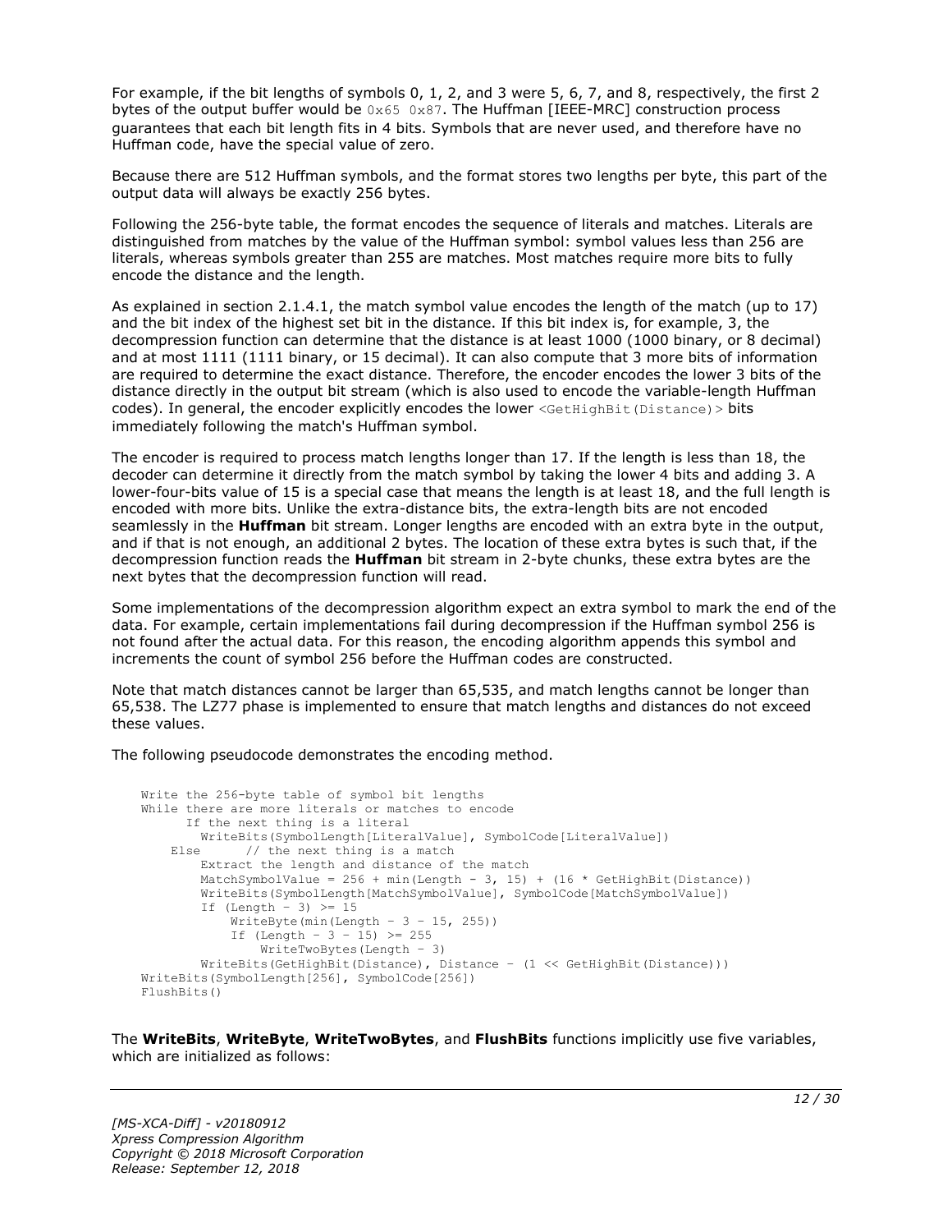For example, if the bit lengths of symbols 0, 1, 2, and 3 were 5, 6, 7, and 8, respectively, the first 2 bytes of the output buffer would be `0x65 0x87`. The Huffman [IEEE-MRC] construction process guarantees that each bit length fits in 4 bits. Symbols that are never used, and therefore have no Huffman code, have the special value of zero.

Because there are 512 Huffman symbols, and the format stores two lengths per byte, this part of the output data will always be exactly 256 bytes.

Following the 256-byte table, the format encodes the sequence of literals and matches. Literals are distinguished from matches by the value of the Huffman symbol: symbol values less than 256 are literals, whereas symbols greater than 255 are matches. Most matches require more bits to fully encode the distance and the length.

As explained in section 2.1.4.1, the match symbol value encodes the length of the match (up to 17) and the bit index of the highest set bit in the distance. If this bit index is, for example, 3, the decompression function can determine that the distance is at least 1000 (1000 binary, or 8 decimal) and at most 1111 (1111 binary, or 15 decimal). It can also compute that 3 more bits of information are required to determine the exact distance. Therefore, the encoder encodes the lower 3 bits of the distance directly in the output bit stream (which is also used to encode the variable-length Huffman codes). In general, the encoder explicitly encodes the lower `<GetHighBit(Distance)>` bits immediately following the match's Huffman symbol.

The encoder is required to process match lengths longer than 17. If the length is less than 18, the decoder can determine it directly from the match symbol by taking the lower 4 bits and adding 3. A lower-four-bits value of 15 is a special case that means the length is at least 18, and the full length is encoded with more bits. Unlike the extra-distance bits, the extra-length bits are not encoded seamlessly in the **Huffman** bit stream. Longer lengths are encoded with an extra byte in the output, and if that is not enough, an additional 2 bytes. The location of these extra bytes is such that, if the decompression function reads the **Huffman** bit stream in 2-byte chunks, these extra bytes are the next bytes that the decompression function will read.

Some implementations of the decompression algorithm expect an extra symbol to mark the end of the data. For example, certain implementations fail during decompression if the Huffman symbol 256 is not found after the actual data. For this reason, the encoding algorithm appends this symbol and increments the count of symbol 256 before the Huffman codes are constructed.

Note that match distances cannot be larger than 65,535, and match lengths cannot be longer than 65,538. The LZ77 phase is implemented to ensure that match lengths and distances do not exceed these values.

The following pseudocode demonstrates the encoding method.

```
Write the 256-byte table of symbol bit lengths
While there are more literals or matches to encode
      If the next thing is a literal
        WriteBits(SymbolLength[LiteralValue], SymbolCode[LiteralValue])
    Else      // the next thing is a match
        Extract the length and distance of the match
        MatchSymbolValue = 256 + min(Length - 3, 15) + (16 * GetHighBit(Distance))
        WriteBits(SymbolLength[MatchSymbolValue], SymbolCode[MatchSymbolValue])
        If (Length - 3) >= 15
            WriteByte(min(Length - 3 - 15, 255))
            If (Length - 3 - 15) >= 255
                WriteTwoBytes(Length - 3)
        WriteBits(GetHighBit(Distance), Distance - (1 << GetHighBit(Distance)))
WriteBits(SymbolLength[256], SymbolCode[256])
FlushBits()
```

The **WriteBits**, **WriteByte**, **WriteTwoBytes**, and **FlushBits** functions implicitly use five variables, which are initialized as follows: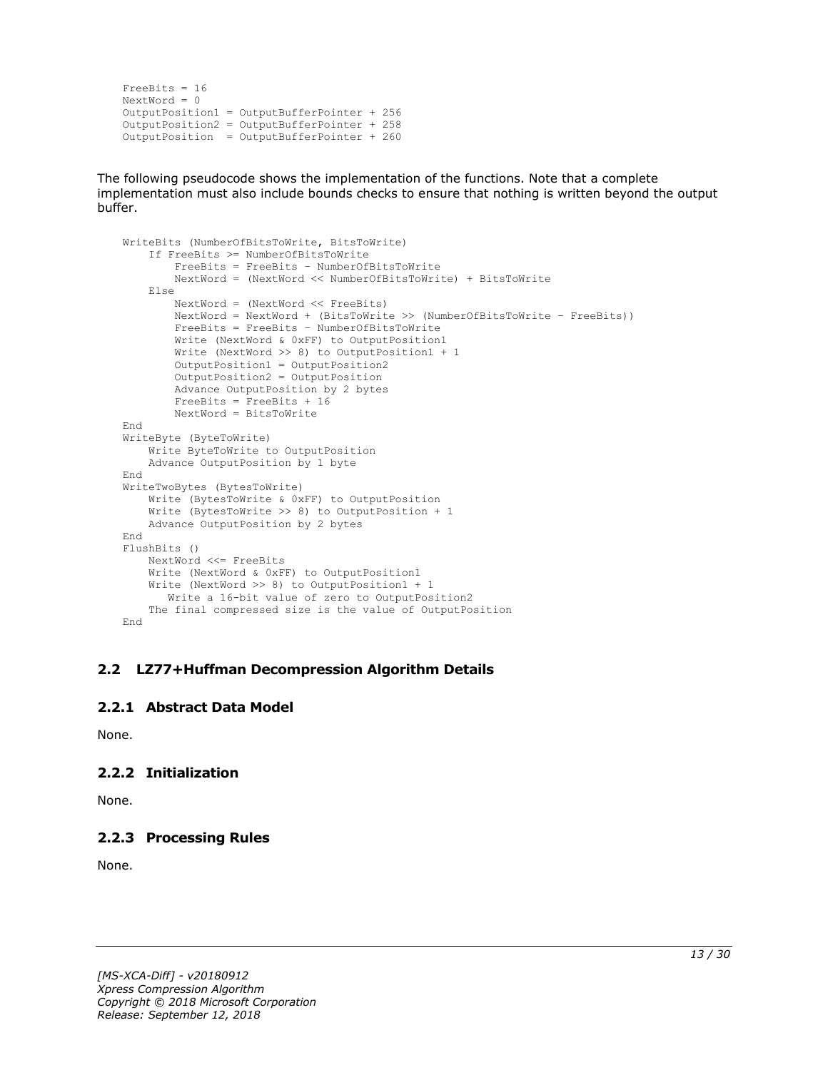```
FreeBits = 16
NextWord = 0
OutputPosition1 = OutputBufferPointer + 256
OutputPosition2 = OutputBufferPointer + 258
OutputPosition  = OutputBufferPointer + 260
```

The following pseudocode shows the implementation of the functions. Note that a complete implementation must also include bounds checks to ensure that nothing is written beyond the output buffer.

```
WriteBits (NumberOfBitsToWrite, BitsToWrite)
    If FreeBits >= NumberOfBitsToWrite
        FreeBits = FreeBits – NumberOfBitsToWrite
        NextWord = (NextWord << NumberOfBitsToWrite) + BitsToWrite
    Else
        NextWord = (NextWord << FreeBits)
        NextWord = NextWord + (BitsToWrite >> (NumberOfBitsToWrite – FreeBits))
        FreeBits = FreeBits – NumberOfBitsToWrite
        Write (NextWord & 0xFF) to OutputPosition1
        Write (NextWord >> 8) to OutputPosition1 + 1
        OutputPosition1 = OutputPosition2
        OutputPosition2 = OutputPosition
        Advance OutputPosition by 2 bytes
        FreeBits = FreeBits + 16
        NextWord = BitsToWrite
End
WriteByte (ByteToWrite)
    Write ByteToWrite to OutputPosition
    Advance OutputPosition by 1 byte
End
WriteTwoBytes (BytesToWrite)
    Write (BytesToWrite & 0xFF) to OutputPosition
    Write (BytesToWrite >> 8) to OutputPosition + 1
    Advance OutputPosition by 2 bytes
End
FlushBits ()
    NextWord <<= FreeBits
    Write (NextWord & 0xFF) to OutputPosition1
    Write (NextWord >> 8) to OutputPosition1 + 1
       Write a 16-bit value of zero to OutputPosition2
    The final compressed size is the value of OutputPosition
End
```

## 2.2 LZ77+Huffman Decompression Algorithm Details

### 2.2.1 Abstract Data Model

None.

### 2.2.2 Initialization

None.

### 2.2.3 Processing Rules

None.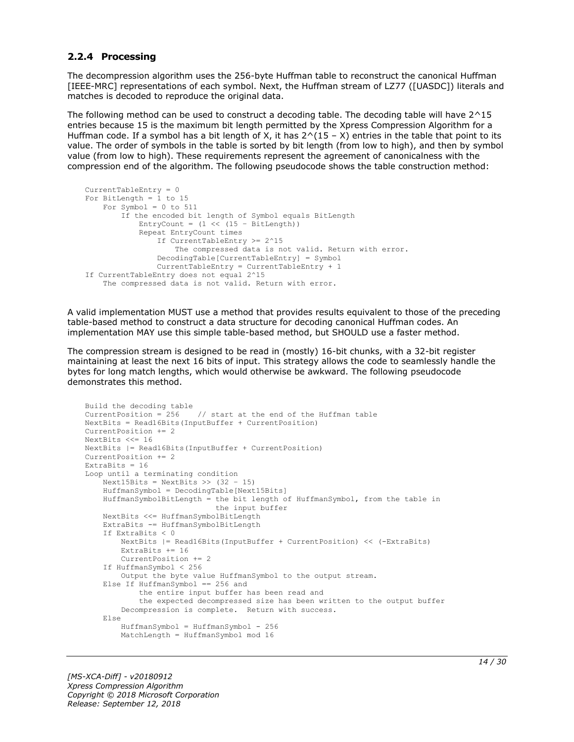### 2.2.4 Processing

The decompression algorithm uses the 256-byte Huffman table to reconstruct the canonical Huffman [IEEE-MRC] representations of each symbol. Next, the Huffman stream of LZ77 ([UASDC]) literals and matches is decoded to reproduce the original data.

The following method can be used to construct a decoding table. The decoding table will have 2^15 entries because 15 is the maximum bit length permitted by the Xpress Compression Algorithm for a Huffman code. If a symbol has a bit length of X, it has 2^(15 – X) entries in the table that point to its value. The order of symbols in the table is sorted by bit length (from low to high), and then by symbol value (from low to high). These requirements represent the agreement of canonicalness with the compression end of the algorithm. The following pseudocode shows the table construction method:

```
CurrentTableEntry = 0
For BitLength = 1 to 15
    For Symbol = 0 to 511
        If the encoded bit length of Symbol equals BitLength
            EntryCount = (1 << (15 – BitLength))
            Repeat EntryCount times
                If CurrentTableEntry >= 2^15
                    The compressed data is not valid. Return with error.
                DecodingTable[CurrentTableEntry] = Symbol
                CurrentTableEntry = CurrentTableEntry + 1
If CurrentTableEntry does not equal 2^15
    The compressed data is not valid. Return with error.
```

A valid implementation MUST use a method that provides results equivalent to those of the preceding table-based method to construct a data structure for decoding canonical Huffman codes. An implementation MAY use this simple table-based method, but SHOULD use a faster method.

The compression stream is designed to be read in (mostly) 16-bit chunks, with a 32-bit register maintaining at least the next 16 bits of input. This strategy allows the code to seamlessly handle the bytes for long match lengths, which would otherwise be awkward. The following pseudocode demonstrates this method.

```
Build the decoding table
CurrentPosition = 256    // start at the end of the Huffman table
NextBits = Read16Bits(InputBuffer + CurrentPosition)
CurrentPosition += 2
NextBits <<= 16
NextBits |= Read16Bits(InputBuffer + CurrentPosition)
CurrentPosition += 2
ExtraBits = 16
Loop until a terminating condition
    Next15Bits = NextBits >> (32 – 15)
    HuffmanSymbol = DecodingTable[Next15Bits]
    HuffmanSymbolBitLength = the bit length of HuffmanSymbol, from the table in
                             the input buffer
    NextBits <<= HuffmanSymbolBitLength
    ExtraBits -= HuffmanSymbolBitLength
    If ExtraBits < 0
        NextBits |= Read16Bits(InputBuffer + CurrentPosition) << (-ExtraBits)
        ExtraBits += 16
        CurrentPosition += 2
    If HuffmanSymbol < 256
        Output the byte value HuffmanSymbol to the output stream.
    Else If HuffmanSymbol == 256 and
            the entire input buffer has been read and
            the expected decompressed size has been written to the output buffer
        Decompression is complete.  Return with success.
    Else
        HuffmanSymbol = HuffmanSymbol - 256
        MatchLength = HuffmanSymbol mod 16
```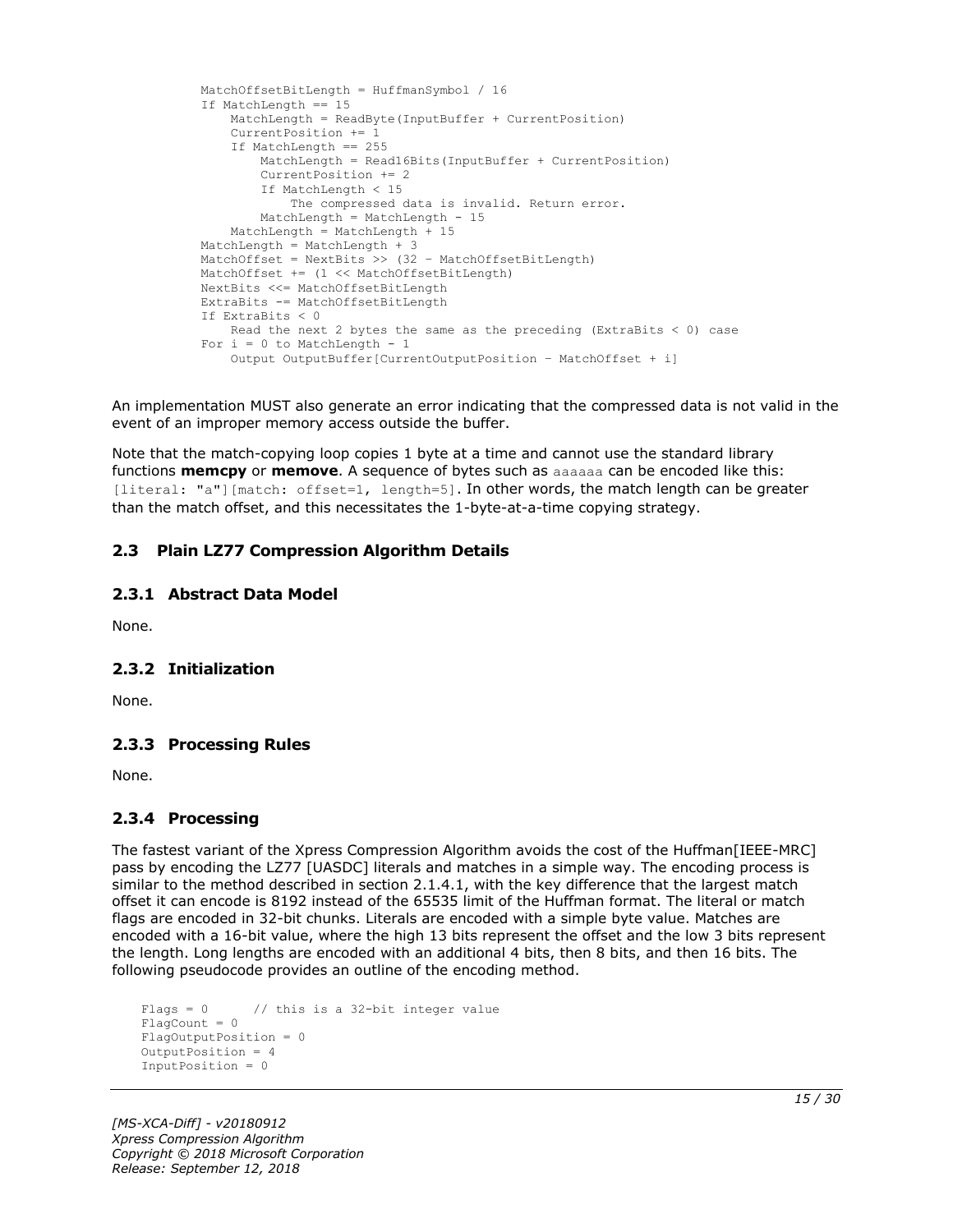```
        MatchOffsetBitLength = HuffmanSymbol / 16
        If MatchLength == 15
            MatchLength = ReadByte(InputBuffer + CurrentPosition)
            CurrentPosition += 1
            If MatchLength == 255
                MatchLength = Read16Bits(InputBuffer + CurrentPosition)
                CurrentPosition += 2
                If MatchLength < 15
                    The compressed data is invalid. Return error.
                MatchLength = MatchLength - 15
            MatchLength = MatchLength + 15
        MatchLength = MatchLength + 3
        MatchOffset = NextBits >> (32 – MatchOffsetBitLength)
        MatchOffset += (1 << MatchOffsetBitLength)
        NextBits <<= MatchOffsetBitLength
        ExtraBits -= MatchOffsetBitLength
        If ExtraBits < 0
            Read the next 2 bytes the same as the preceding (ExtraBits < 0) case
        For i = 0 to MatchLength - 1
            Output OutputBuffer[CurrentOutputPosition – MatchOffset + i]
```

An implementation MUST also generate an error indicating that the compressed data is not valid in the event of an improper memory access outside the buffer.

Note that the match-copying loop copies 1 byte at a time and cannot use the standard library functions **memcpy** or **memove**. A sequence of bytes such as `aaaaaa` can be encoded like this: `[literal: "a"][match: offset=1, length=5]`. In other words, the match length can be greater than the match offset, and this necessitates the 1-byte-at-a-time copying strategy.

## 2.3 Plain LZ77 Compression Algorithm Details

### 2.3.1 Abstract Data Model

None.

### 2.3.2 Initialization

None.

### 2.3.3 Processing Rules

None.

### 2.3.4 Processing

The fastest variant of the Xpress Compression Algorithm avoids the cost of the Huffman[IEEE-MRC] pass by encoding the LZ77 [UASDC] literals and matches in a simple way. The encoding process is similar to the method described in section 2.1.4.1, with the key difference that the largest match offset it can encode is 8192 instead of the 65535 limit of the Huffman format. The literal or match flags are encoded in 32-bit chunks. Literals are encoded with a simple byte value. Matches are encoded with a 16-bit value, where the high 13 bits represent the offset and the low 3 bits represent the length. Long lengths are encoded with an additional 4 bits, then 8 bits, and then 16 bits. The following pseudocode provides an outline of the encoding method.

```
Flags = 0       // this is a 32-bit integer value
FlagCount = 0
FlagOutputPosition = 0
OutputPosition = 4
InputPosition = 0
```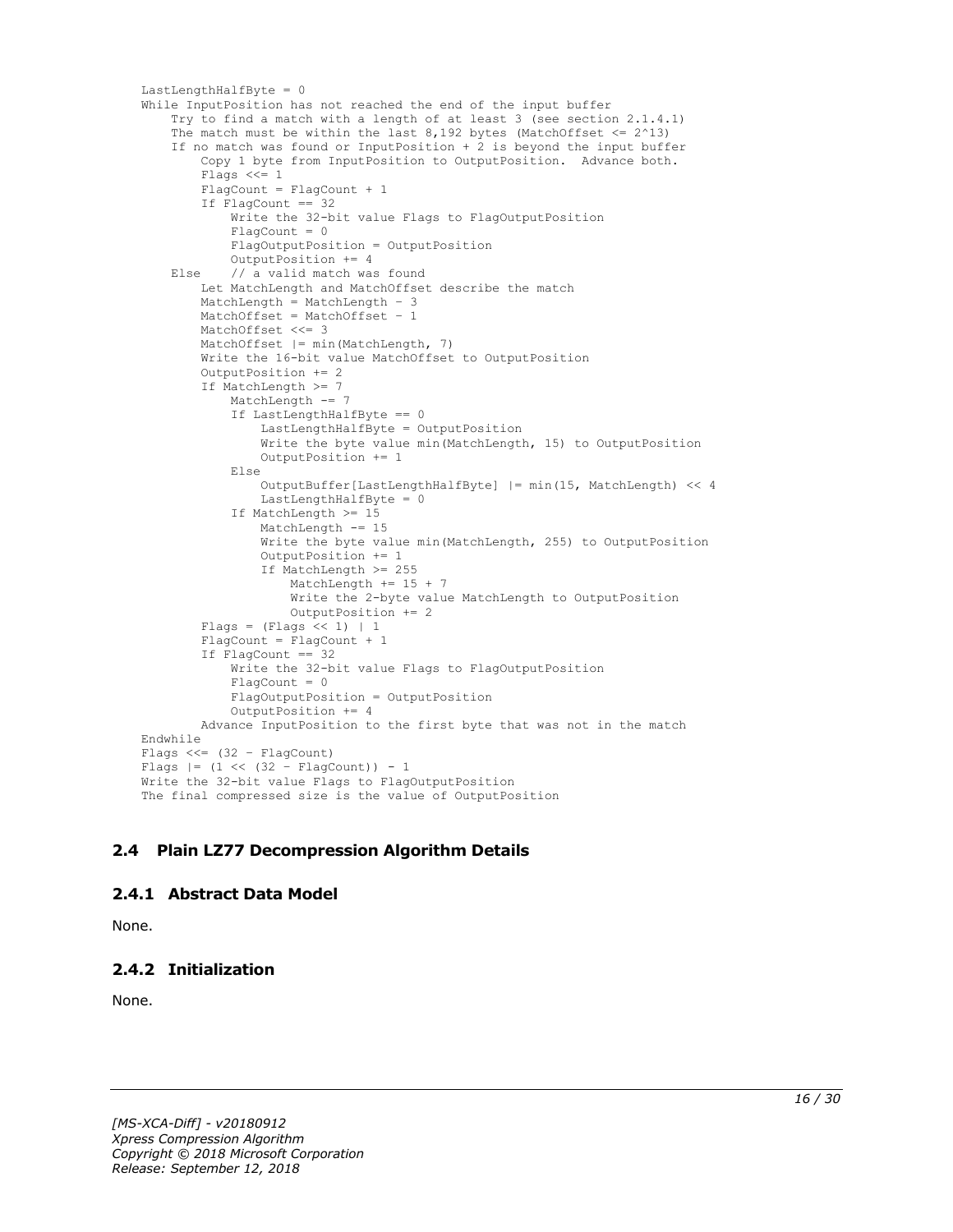```
LastLengthHalfByte = 0
While InputPosition has not reached the end of the input buffer
    Try to find a match with a length of at least 3 (see section 2.1.4.1)
    The match must be within the last 8,192 bytes (MatchOffset <= 2^13)
    If no match was found or InputPosition + 2 is beyond the input buffer
        Copy 1 byte from InputPosition to OutputPosition.  Advance both.
        Flags <<= 1
        FlagCount = FlagCount + 1
        If FlagCount == 32
            Write the 32-bit value Flags to FlagOutputPosition
            FlagCount = 0
            FlagOutputPosition = OutputPosition
            OutputPosition += 4
    Else    // a valid match was found
        Let MatchLength and MatchOffset describe the match
        MatchLength = MatchLength - 3
        MatchOffset = MatchOffset - 1
        MatchOffset <<= 3
        MatchOffset |= min(MatchLength, 7)
        Write the 16-bit value MatchOffset to OutputPosition
        OutputPosition += 2
        If MatchLength >= 7
            MatchLength -= 7
            If LastLengthHalfByte == 0
                LastLengthHalfByte = OutputPosition
                Write the byte value min(MatchLength, 15) to OutputPosition
                OutputPosition += 1
            Else
                OutputBuffer[LastLengthHalfByte] |= min(15, MatchLength) << 4
                LastLengthHalfByte = 0
            If MatchLength >= 15
                MatchLength -= 15
                Write the byte value min(MatchLength, 255) to OutputPosition
                OutputPosition += 1
                If MatchLength >= 255
                    MatchLength += 15 + 7
                    Write the 2-byte value MatchLength to OutputPosition
                    OutputPosition += 2
        Flags = (Flags << 1) | 1
        FlagCount = FlagCount + 1
        If FlagCount == 32
            Write the 32-bit value Flags to FlagOutputPosition
            FlagCount = 0
            FlagOutputPosition = OutputPosition
            OutputPosition += 4
        Advance InputPosition to the first byte that was not in the match
Endwhile
Flags <<= (32 - FlagCount)
Flags |= (1 << (32 - FlagCount)) - 1
Write the 32-bit value Flags to FlagOutputPosition
The final compressed size is the value of OutputPosition
```

## 2.4 Plain LZ77 Decompression Algorithm Details

### 2.4.1 Abstract Data Model

None.

### 2.4.2 Initialization

None.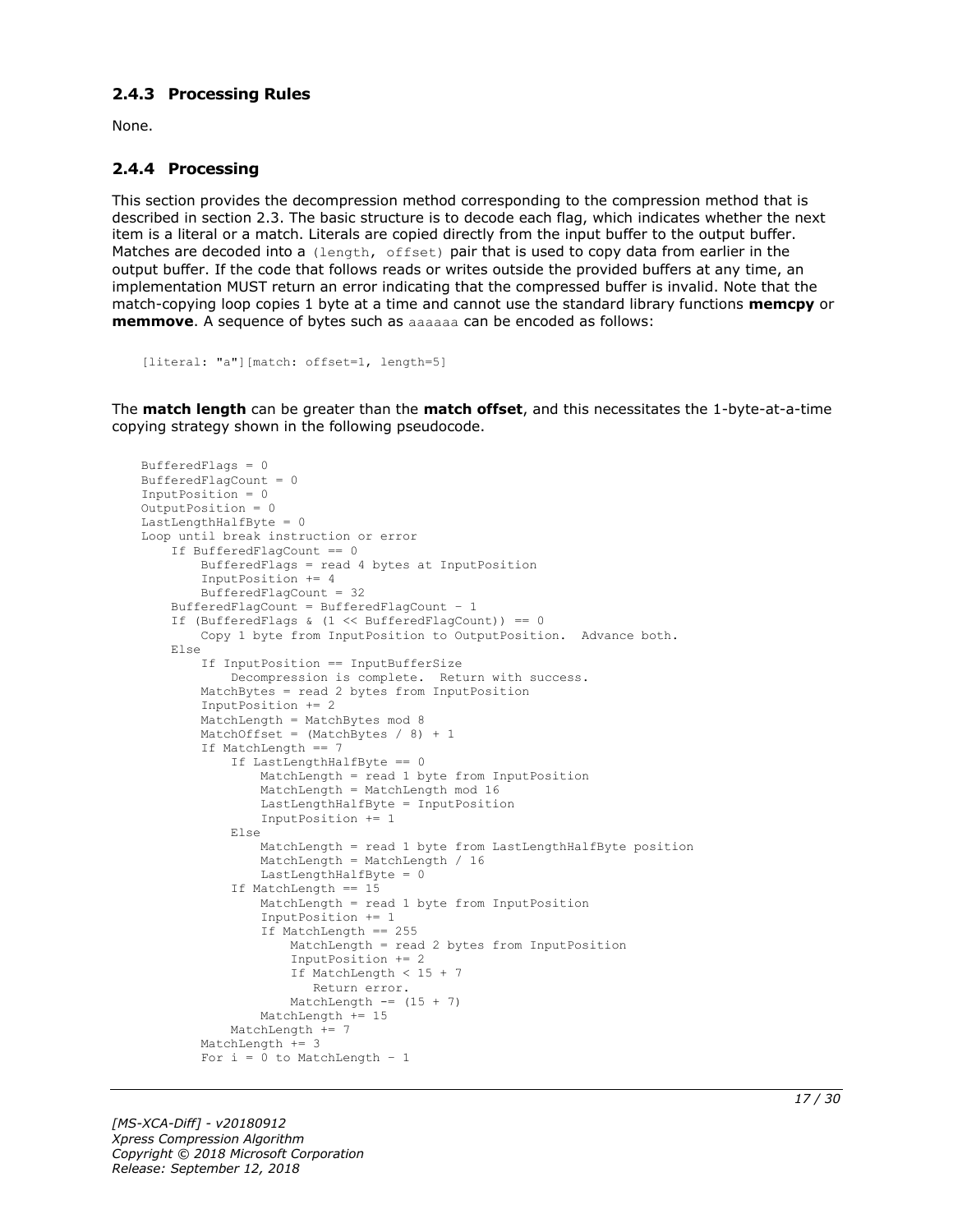### 2.4.3 Processing Rules

None.

### 2.4.4 Processing

This section provides the decompression method corresponding to the compression method that is described in section 2.3. The basic structure is to decode each flag, which indicates whether the next item is a literal or a match. Literals are copied directly from the input buffer to the output buffer. Matches are decoded into a `(length, offset)` pair that is used to copy data from earlier in the output buffer. If the code that follows reads or writes outside the provided buffers at any time, an implementation MUST return an error indicating that the compressed buffer is invalid. Note that the match-copying loop copies 1 byte at a time and cannot use the standard library functions **memcpy** or **memmove**. A sequence of bytes such as `aaaaaa` can be encoded as follows:

```
[literal: "a"][match: offset=1, length=5]
```

The **match length** can be greater than the **match offset**, and this necessitates the 1-byte-at-a-time copying strategy shown in the following pseudocode.

```
BufferedFlags = 0
BufferedFlagCount = 0
InputPosition = 0
OutputPosition = 0
LastLengthHalfByte = 0
Loop until break instruction or error
    If BufferedFlagCount == 0
        BufferedFlags = read 4 bytes at InputPosition
        InputPosition += 4
        BufferedFlagCount = 32
    BufferedFlagCount = BufferedFlagCount - 1
    If (BufferedFlags & (1 << BufferedFlagCount)) == 0
        Copy 1 byte from InputPosition to OutputPosition.  Advance both.
    Else
        If InputPosition == InputBufferSize
            Decompression is complete.  Return with success.
        MatchBytes = read 2 bytes from InputPosition
        InputPosition += 2
        MatchLength = MatchBytes mod 8
        MatchOffset = (MatchBytes / 8) + 1
        If MatchLength == 7
            If LastLengthHalfByte == 0
                MatchLength = read 1 byte from InputPosition
                MatchLength = MatchLength mod 16
                LastLengthHalfByte = InputPosition
                InputPosition += 1
            Else
                MatchLength = read 1 byte from LastLengthHalfByte position
                MatchLength = MatchLength / 16
                LastLengthHalfByte = 0
            If MatchLength == 15
                MatchLength = read 1 byte from InputPosition
                InputPosition += 1
                If MatchLength == 255
                    MatchLength = read 2 bytes from InputPosition
                    InputPosition += 2
                    If MatchLength < 15 + 7
                       Return error.
                    MatchLength -= (15 + 7)
                MatchLength += 15
            MatchLength += 7
        MatchLength += 3
        For i = 0 to MatchLength - 1
```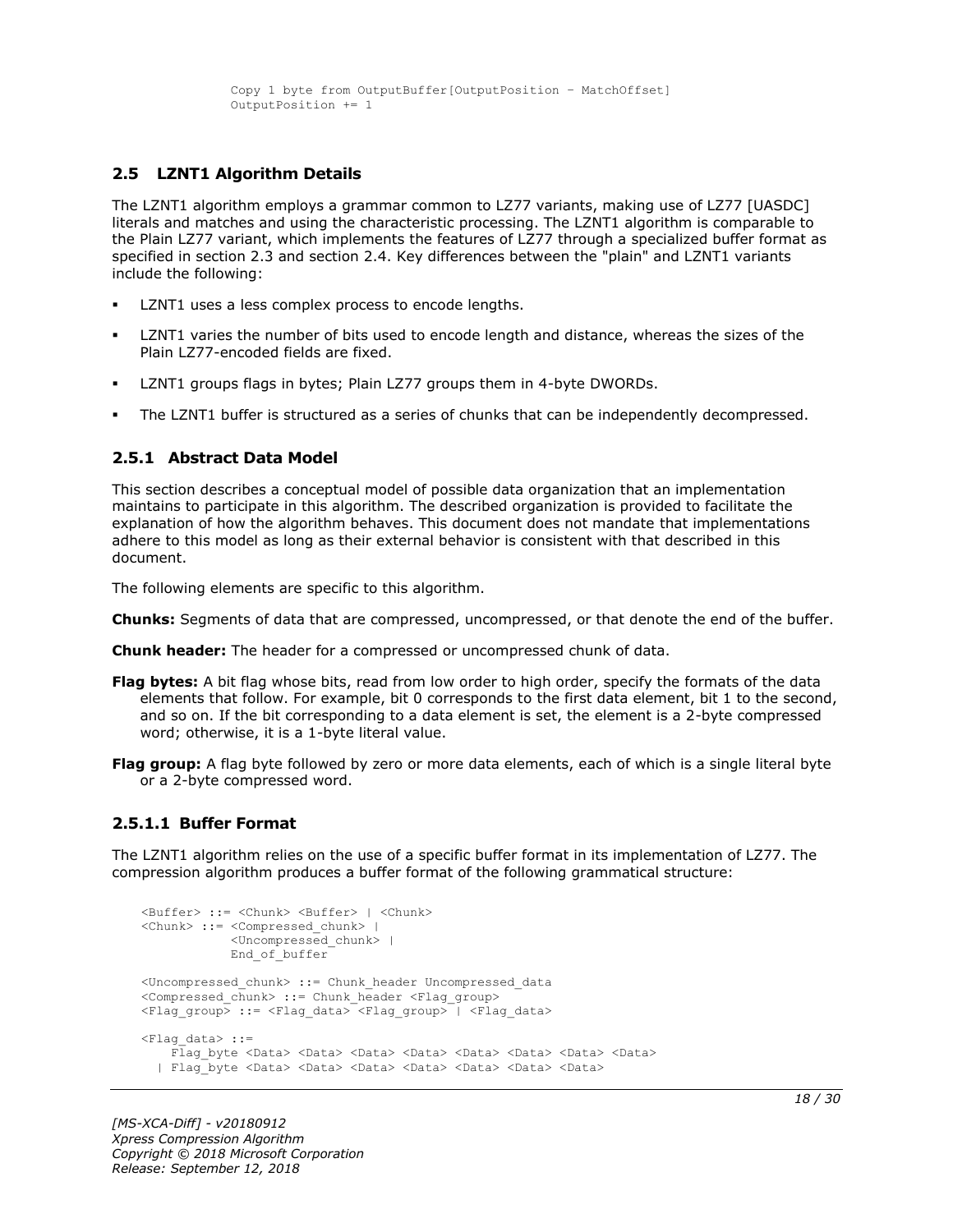```
            Copy 1 byte from OutputBuffer[OutputPosition – MatchOffset]
            OutputPosition += 1
```

## 2.5 LZNT1 Algorithm Details

The LZNT1 algorithm employs a grammar common to LZ77 variants, making use of LZ77 [UASDC] literals and matches and using the characteristic processing. The LZNT1 algorithm is comparable to the Plain LZ77 variant, which implements the features of LZ77 through a specialized buffer format as specified in section 2.3 and section 2.4. Key differences between the "plain" and LZNT1 variants include the following:

- LZNT1 uses a less complex process to encode lengths.
- LZNT1 varies the number of bits used to encode length and distance, whereas the sizes of the Plain LZ77-encoded fields are fixed.
- LZNT1 groups flags in bytes; Plain LZ77 groups them in 4-byte DWORDs.
- The LZNT1 buffer is structured as a series of chunks that can be independently decompressed.

### 2.5.1 Abstract Data Model

This section describes a conceptual model of possible data organization that an implementation maintains to participate in this algorithm. The described organization is provided to facilitate the explanation of how the algorithm behaves. This document does not mandate that implementations adhere to this model as long as their external behavior is consistent with that described in this document.

The following elements are specific to this algorithm.

**Chunks:** Segments of data that are compressed, uncompressed, or that denote the end of the buffer.

**Chunk header:** The header for a compressed or uncompressed chunk of data.

**Flag bytes:** A bit flag whose bits, read from low order to high order, specify the formats of the data elements that follow. For example, bit 0 corresponds to the first data element, bit 1 to the second, and so on. If the bit corresponding to a data element is set, the element is a 2-byte compressed word; otherwise, it is a 1-byte literal value.

**Flag group:** A flag byte followed by zero or more data elements, each of which is a single literal byte or a 2-byte compressed word.

#### 2.5.1.1 Buffer Format

The LZNT1 algorithm relies on the use of a specific buffer format in its implementation of LZ77. The compression algorithm produces a buffer format of the following grammatical structure:

```
<Buffer> ::= <Chunk> <Buffer> | <Chunk>
<Chunk> ::= <Compressed_chunk> |
            <Uncompressed_chunk> |
            End_of_buffer

<Uncompressed_chunk> ::= Chunk_header Uncompressed_data
<Compressed_chunk> ::= Chunk_header <Flag_group>
<Flag_group> ::= <Flag_data> <Flag_group> | <Flag_data>

<Flag_data> ::=
    Flag_byte <Data> <Data> <Data> <Data> <Data> <Data> <Data> <Data>
  | Flag_byte <Data> <Data> <Data> <Data> <Data> <Data> <Data>
```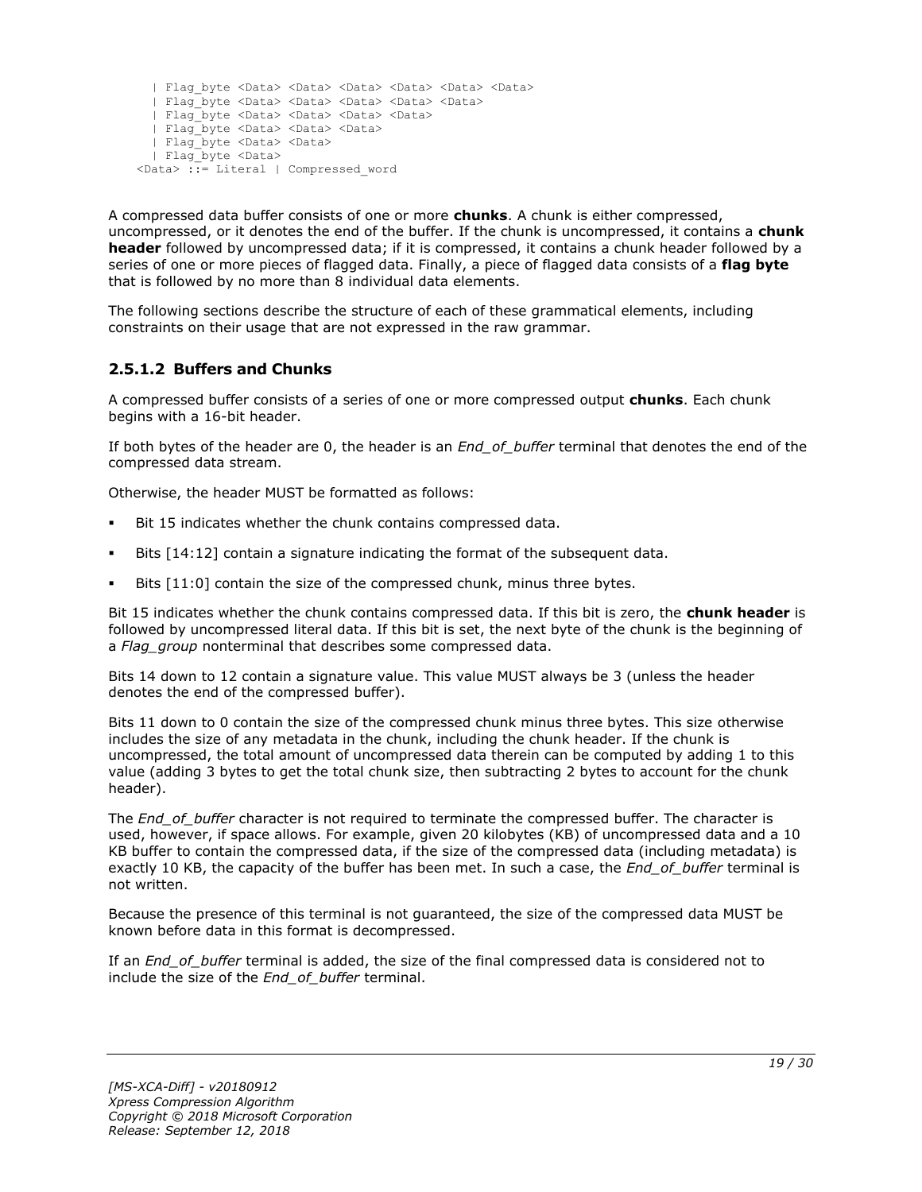```
  | Flag_byte <Data> <Data> <Data> <Data> <Data> <Data>
  | Flag_byte <Data> <Data> <Data> <Data> <Data>
  | Flag_byte <Data> <Data> <Data> <Data>
  | Flag_byte <Data> <Data> <Data>
  | Flag_byte <Data> <Data>
  | Flag_byte <Data>
<Data> ::= Literal | Compressed_word
```

A compressed data buffer consists of one or more **chunks**. A chunk is either compressed, uncompressed, or it denotes the end of the buffer. If the chunk is uncompressed, it contains a **chunk header** followed by uncompressed data; if it is compressed, it contains a chunk header followed by a series of one or more pieces of flagged data. Finally, a piece of flagged data consists of a **flag byte** that is followed by no more than 8 individual data elements.

The following sections describe the structure of each of these grammatical elements, including constraints on their usage that are not expressed in the raw grammar.

### 2.5.1.2 Buffers and Chunks

A compressed buffer consists of a series of one or more compressed output **chunks**. Each chunk begins with a 16-bit header.

If both bytes of the header are 0, the header is an *End_of_buffer* terminal that denotes the end of the compressed data stream.

Otherwise, the header MUST be formatted as follows:

- Bit 15 indicates whether the chunk contains compressed data.
- Bits [14:12] contain a signature indicating the format of the subsequent data.
- Bits [11:0] contain the size of the compressed chunk, minus three bytes.

Bit 15 indicates whether the chunk contains compressed data. If this bit is zero, the **chunk header** is followed by uncompressed literal data. If this bit is set, the next byte of the chunk is the beginning of a *Flag_group* nonterminal that describes some compressed data.

Bits 14 down to 12 contain a signature value. This value MUST always be 3 (unless the header denotes the end of the compressed buffer).

Bits 11 down to 0 contain the size of the compressed chunk minus three bytes. This size otherwise includes the size of any metadata in the chunk, including the chunk header. If the chunk is uncompressed, the total amount of uncompressed data therein can be computed by adding 1 to this value (adding 3 bytes to get the total chunk size, then subtracting 2 bytes to account for the chunk header).

The *End_of_buffer* character is not required to terminate the compressed buffer. The character is used, however, if space allows. For example, given 20 kilobytes (KB) of uncompressed data and a 10 KB buffer to contain the compressed data, if the size of the compressed data (including metadata) is exactly 10 KB, the capacity of the buffer has been met. In such a case, the *End_of_buffer* terminal is not written.

Because the presence of this terminal is not guaranteed, the size of the compressed data MUST be known before data in this format is decompressed.

If an *End_of_buffer* terminal is added, the size of the final compressed data is considered not to include the size of the *End_of_buffer* terminal.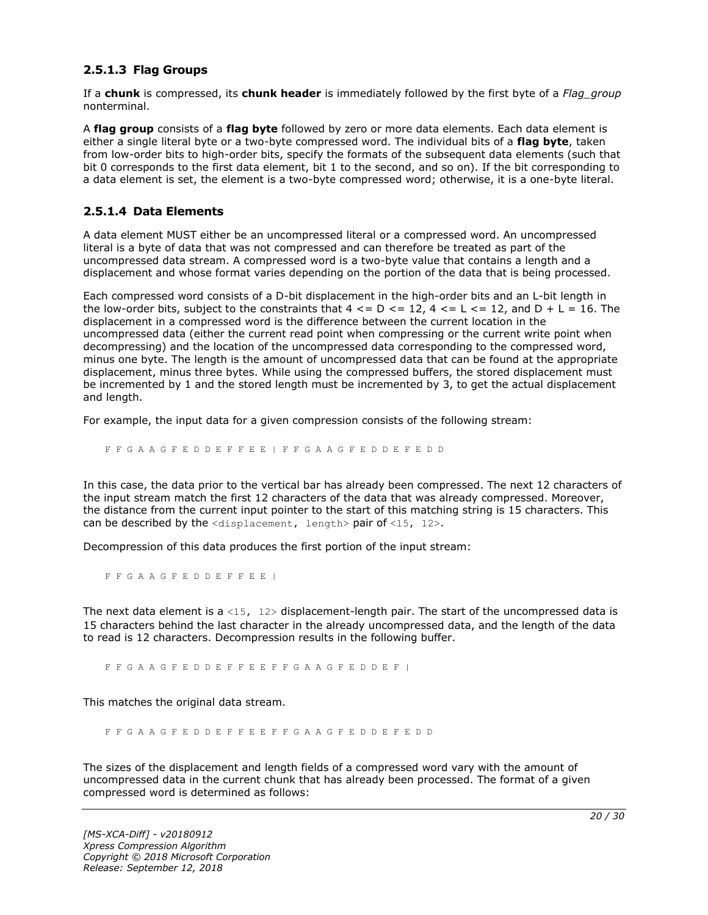### 2.5.1.3 Flag Groups

If a **chunk** is compressed, its **chunk header** is immediately followed by the first byte of a *Flag_group* nonterminal.

A **flag group** consists of a **flag byte** followed by zero or more data elements. Each data element is either a single literal byte or a two-byte compressed word. The individual bits of a **flag byte**, taken from low-order bits to high-order bits, specify the formats of the subsequent data elements (such that bit 0 corresponds to the first data element, bit 1 to the second, and so on). If the bit corresponding to a data element is set, the element is a two-byte compressed word; otherwise, it is a one-byte literal.

### 2.5.1.4 Data Elements

A data element MUST either be an uncompressed literal or a compressed word. An uncompressed literal is a byte of data that was not compressed and can therefore be treated as part of the uncompressed data stream. A compressed word is a two-byte value that contains a length and a displacement and whose format varies depending on the portion of the data that is being processed.

Each compressed word consists of a D-bit displacement in the high-order bits and an L-bit length in the low-order bits, subject to the constraints that 4 <= D <= 12, 4 <= L <= 12, and D + L = 16. The displacement in a compressed word is the difference between the current location in the uncompressed data (either the current read point when compressing or the current write point when decompressing) and the location of the uncompressed data corresponding to the compressed word, minus one byte. The length is the amount of uncompressed data that can be found at the appropriate displacement, minus three bytes. While using the compressed buffers, the stored displacement must be incremented by 1 and the stored length must be incremented by 3, to get the actual displacement and length.

For example, the input data for a given compression consists of the following stream:

```
F F G A A G F E D D E F F E E | F F G A A G F E D D E F E D D
```

In this case, the data prior to the vertical bar has already been compressed. The next 12 characters of the input stream match the first 12 characters of the data that was already compressed. Moreover, the distance from the current input pointer to the start of this matching string is 15 characters. This can be described by the `<displacement, length>` pair of `<15, 12>`.

Decompression of this data produces the first portion of the input stream:

```
F F G A A G F E D D E F F E E |
```

The next data element is a `<15, 12>` displacement-length pair. The start of the uncompressed data is 15 characters behind the last character in the already uncompressed data, and the length of the data to read is 12 characters. Decompression results in the following buffer.

```
F F G A A G F E D D E F F E E F F G A A G F E D D E F |
```

This matches the original data stream.

```
F F G A A G F E D D E F F E E F F G A A G F E D D E F E D D
```

The sizes of the displacement and length fields of a compressed word vary with the amount of uncompressed data in the current chunk that has already been processed. The format of a given compressed word is determined as follows: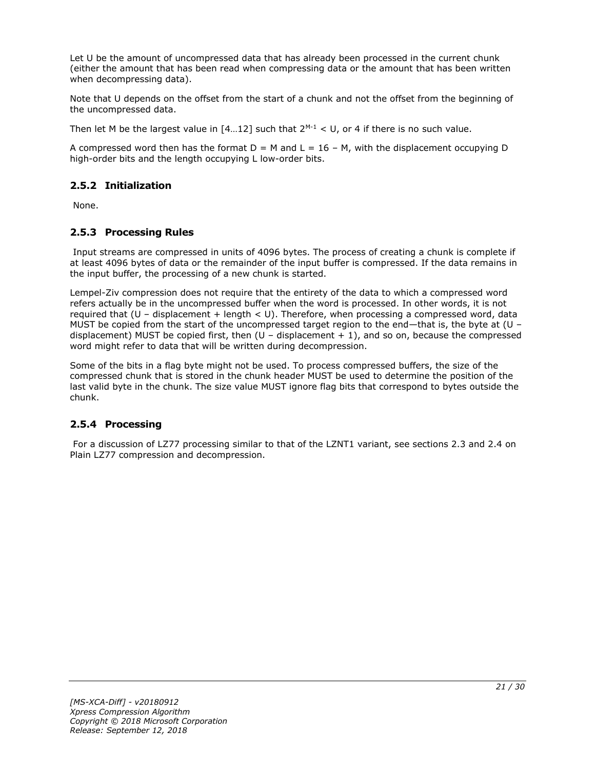Let U be the amount of uncompressed data that has already been processed in the current chunk (either the amount that has been read when compressing data or the amount that has been written when decompressing data).

Note that U depends on the offset from the start of a chunk and not the offset from the beginning of the uncompressed data.

Then let M be the largest value in [4…12] such that $2^{M-1} < U$, or 4 if there is no such value.

A compressed word then has the format $D = M$ and $L = 16 - M$, with the displacement occupying D high-order bits and the length occupying L low-order bits.

### 2.5.2 Initialization

None.

### 2.5.3 Processing Rules

Input streams are compressed in units of 4096 bytes. The process of creating a chunk is complete if at least 4096 bytes of data or the remainder of the input buffer is compressed. If the data remains in the input buffer, the processing of a new chunk is started.

Lempel-Ziv compression does not require that the entirety of the data to which a compressed word refers actually be in the uncompressed buffer when the word is processed. In other words, it is not required that (U – displacement + length < U). Therefore, when processing a compressed word, data MUST be copied from the start of the uncompressed target region to the end—that is, the byte at (U – displacement) MUST be copied first, then (U – displacement + 1), and so on, because the compressed word might refer to data that will be written during decompression.

Some of the bits in a flag byte might not be used. To process compressed buffers, the size of the compressed chunk that is stored in the chunk header MUST be used to determine the position of the last valid byte in the chunk. The size value MUST ignore flag bits that correspond to bytes outside the chunk.

### 2.5.4 Processing

For a discussion of LZ77 processing similar to that of the LZNT1 variant, see sections 2.3 and 2.4 on Plain LZ77 compression and decompression.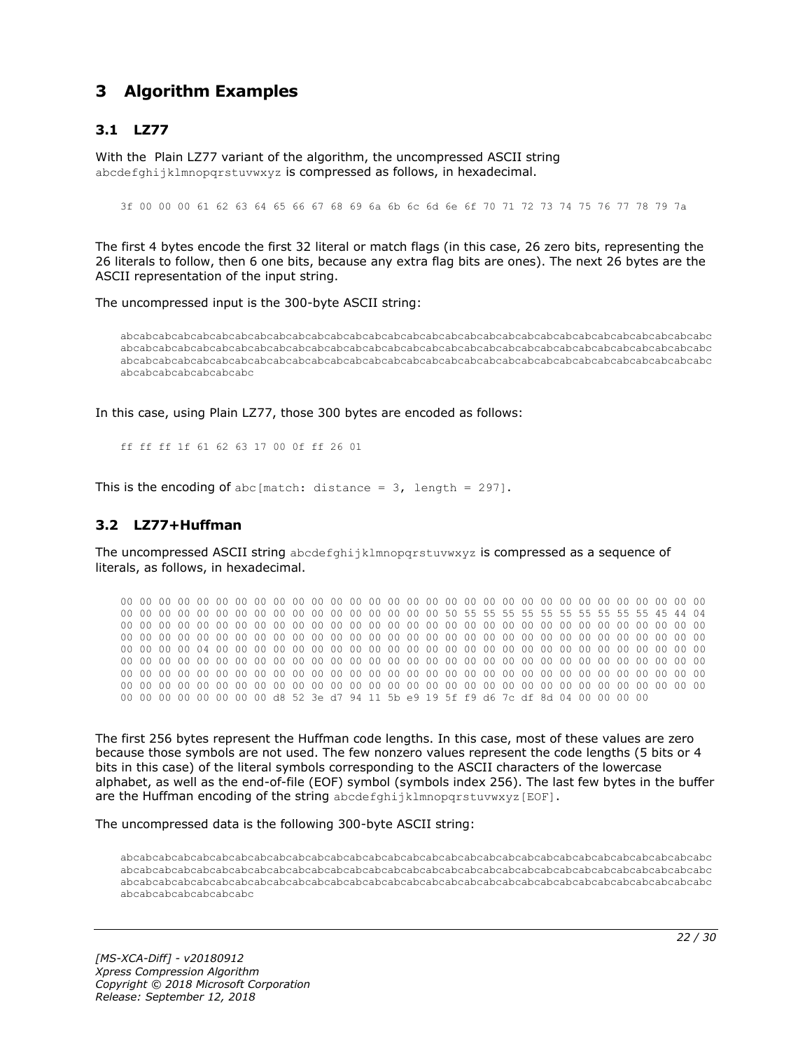# 3 Algorithm Examples

## 3.1 LZ77

With the  Plain LZ77 variant of the algorithm, the uncompressed ASCII string `abcdefghijklmnopqrstuvwxyz` is compressed as follows, in hexadecimal.

```
3f 00 00 00 61 62 63 64 65 66 67 68 69 6a 6b 6c 6d 6e 6f 70 71 72 73 74 75 76 77 78 79 7a
```

The first 4 bytes encode the first 32 literal or match flags (in this case, 26 zero bits, representing the 26 literals to follow, then 6 one bits, because any extra flag bits are ones). The next 26 bytes are the ASCII representation of the input string.

The uncompressed input is the 300-byte ASCII string:

```
abcabcabcabcabcabcabcabcabcabcabcabcabcabcabcabcabcabcabcabcabcabcabcabcabcabcabcabcabcabcabcabcabcabc
abcabcabcabcabcabcabcabcabcabcabcabcabcabcabcabcabcabcabcabcabcabcabcabcabcabcabcabcabcabcabcabcabcabc
abcabcabcabcabcabcabcabcabcabcabcabcabcabcabcabcabcabcabcabcabcabcabcabcabcabcabcabcabcabcabcabcabcabc
abcabcabcabcabcabcabc
```

In this case, using Plain LZ77, those 300 bytes are encoded as follows:

```
ff ff ff 1f 61 62 63 17 00 0f ff 26 01
```

This is the encoding of `abc[match: distance = 3, length = 297]`.

## 3.2 LZ77+Huffman

The uncompressed ASCII string `abcdefghijklmnopqrstuvwxyz` is compressed as a sequence of literals, as follows, in hexadecimal.

```
00 00 00 00 00 00 00 00 00 00 00 00 00 00 00 00 00 00 00 00 00 00 00 00 00 00 00 00 00 00 00 00
00 00 00 00 00 00 00 00 00 00 00 00 00 00 00 00 50 55 55 55 55 55 55 55 55 55 55 45 44 04
00 00 00 00 00 00 00 00 00 00 00 00 00 00 00 00 00 00 00 00 00 00 00 00 00 00 00 00 00 00 00 00
00 00 00 00 00 00 00 00 00 00 00 00 00 00 00 00 00 00 00 00 00 00 00 00 00 00 00 00 00 00 00 00
00 00 00 00 04 00 00 00 00 00 00 00 00 00 00 00 00 00 00 00 00 00 00 00 00 00 00 00 00 00 00 00
00 00 00 00 00 00 00 00 00 00 00 00 00 00 00 00 00 00 00 00 00 00 00 00 00 00 00 00 00 00 00 00
00 00 00 00 00 00 00 00 00 00 00 00 00 00 00 00 00 00 00 00 00 00 00 00 00 00 00 00 00 00 00 00
00 00 00 00 00 00 00 00 00 00 00 00 00 00 00 00 00 00 00 00 00 00 00 00 00 00 00 00 00 00 00 00
00 00 00 00 00 00 00 00 d8 52 3e d7 94 11 5b e9 19 5f f9 d6 7c df 8d 04 00 00 00 00
```

The first 256 bytes represent the Huffman code lengths. In this case, most of these values are zero because those symbols are not used. The few nonzero values represent the code lengths (5 bits or 4 bits in this case) of the literal symbols corresponding to the ASCII characters of the lowercase alphabet, as well as the end-of-file (EOF) symbol (symbols index 256). The last few bytes in the buffer are the Huffman encoding of the string `abcdefghijklmnopqrstuvwxyz[EOF]`.

The uncompressed data is the following 300-byte ASCII string:

```
abcabcabcabcabcabcabcabcabcabcabcabcabcabcabcabcabcabcabcabcabcabcabcabcabcabcabcabcabcabcabcabcabcabc
abcabcabcabcabcabcabcabcabcabcabcabcabcabcabcabcabcabcabcabcabcabcabcabcabcabcabcabcabcabcabcabcabcabc
abcabcabcabcabcabcabcabcabcabcabcabcabcabcabcabcabcabcabcabcabcabcabcabcabcabcabcabcabcabcabcabcabcabc
abcabcabcabcabcabcabc
```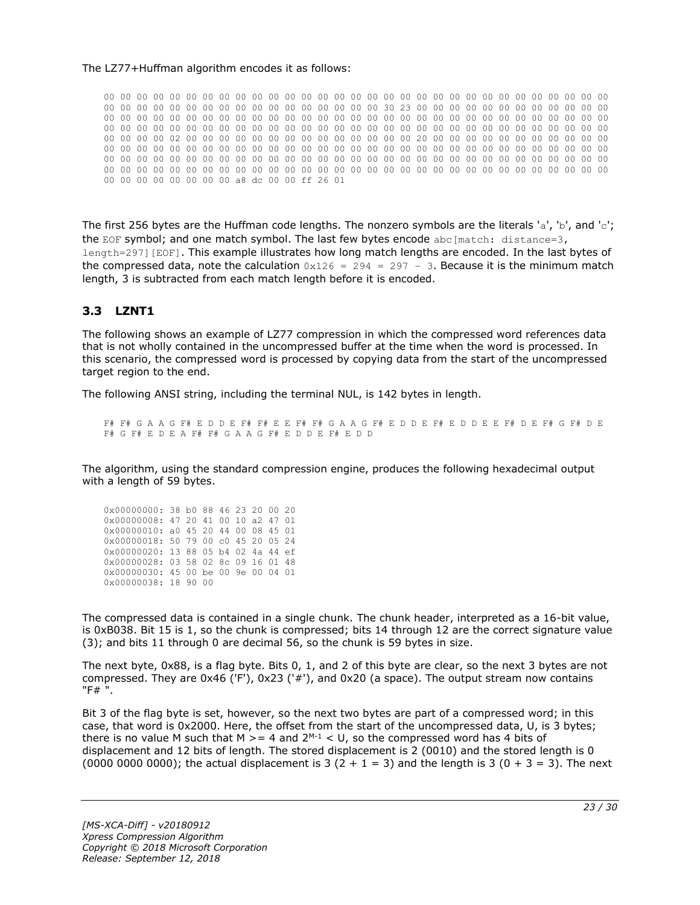The LZ77+Huffman algorithm encodes it as follows:

```
00 00 00 00 00 00 00 00 00 00 00 00 00 00 00 00 00 00 00 00 00 00 00 00 00 00 00 00 00 00 00 00
00 00 00 00 00 00 00 00 00 00 00 00 00 00 00 00 30 23 00 00 00 00 00 00 00 00 00 00 00 00 00 00
00 00 00 00 00 00 00 00 00 00 00 00 00 00 00 00 00 00 00 00 00 00 00 00 00 00 00 00 00 00 00 00
00 00 00 00 00 00 00 00 00 00 00 00 00 00 00 00 00 00 00 00 00 00 00 00 00 00 00 00 00 00 00 00
00 00 00 00 02 00 00 00 00 00 00 00 00 00 00 00 00 00 00 00 20 00 00 00 00 00 00 00 00 00 00 00
00 00 00 00 00 00 00 00 00 00 00 00 00 00 00 00 00 00 00 00 00 00 00 00 00 00 00 00 00 00 00 00
00 00 00 00 00 00 00 00 00 00 00 00 00 00 00 00 00 00 00 00 00 00 00 00 00 00 00 00 00 00 00 00
00 00 00 00 00 00 00 00 00 00 00 00 00 00 00 00 00 00 00 00 00 00 00 00 00 00 00 00 00 00 00 00
00 00 00 00 00 00 00 00 a8 dc 00 00 ff 26 01
```

The first 256 bytes are the Huffman code lengths. The nonzero symbols are the literals 'a', 'b', and 'c'; the EOF symbol; and one match symbol. The last few bytes encode abc[match: distance=3, length=297][EOF]. This example illustrates how long match lengths are encoded. In the last bytes of the compressed data, note the calculation 0x126 = 294 = 297 - 3. Because it is the minimum match length, 3 is subtracted from each match length before it is encoded.

## 3.3 LZNT1

The following shows an example of LZ77 compression in which the compressed word references data that is not wholly contained in the uncompressed buffer at the time when the word is processed. In this scenario, the compressed word is processed by copying data from the start of the uncompressed target region to the end.

The following ANSI string, including the terminal NUL, is 142 bytes in length.

```
F# F# G A A G F# E D D E F# F# E E F# F# G A A G F# E D D E F# E D D E E F# D E F# G F# D E
F# G F# E D E A F# F# G A A G F# E D D E F# E D D
```

The algorithm, using the standard compression engine, produces the following hexadecimal output with a length of 59 bytes.

```
0x00000000: 38 b0 88 46 23 20 00 20
0x00000008: 47 20 41 00 10 a2 47 01
0x00000010: a0 45 20 44 00 08 45 01
0x00000018: 50 79 00 c0 45 20 05 24
0x00000020: 13 88 05 b4 02 4a 44 ef
0x00000028: 03 58 02 8c 09 16 01 48
0x00000030: 45 00 be 00 9e 00 04 01
0x00000038: 18 90 00
```

The compressed data is contained in a single chunk. The chunk header, interpreted as a 16-bit value, is 0xB038. Bit 15 is 1, so the chunk is compressed; bits 14 through 12 are the correct signature value (3); and bits 11 through 0 are decimal 56, so the chunk is 59 bytes in size.

The next byte, 0x88, is a flag byte. Bits 0, 1, and 2 of this byte are clear, so the next 3 bytes are not compressed. They are 0x46 ('F'), 0x23 ('#'), and 0x20 (a space). The output stream now contains "F# ".

Bit 3 of the flag byte is set, however, so the next two bytes are part of a compressed word; in this case, that word is 0x2000. Here, the offset from the start of the uncompressed data, U, is 3 bytes; there is no value M such that M >= 4 and $2^{M-1} < U$, so the compressed word has 4 bits of displacement and 12 bits of length. The stored displacement is 2 (0010) and the stored length is 0 (0000 0000 0000); the actual displacement is 3 (2 + 1 = 3) and the length is 3 (0 + 3 = 3). The next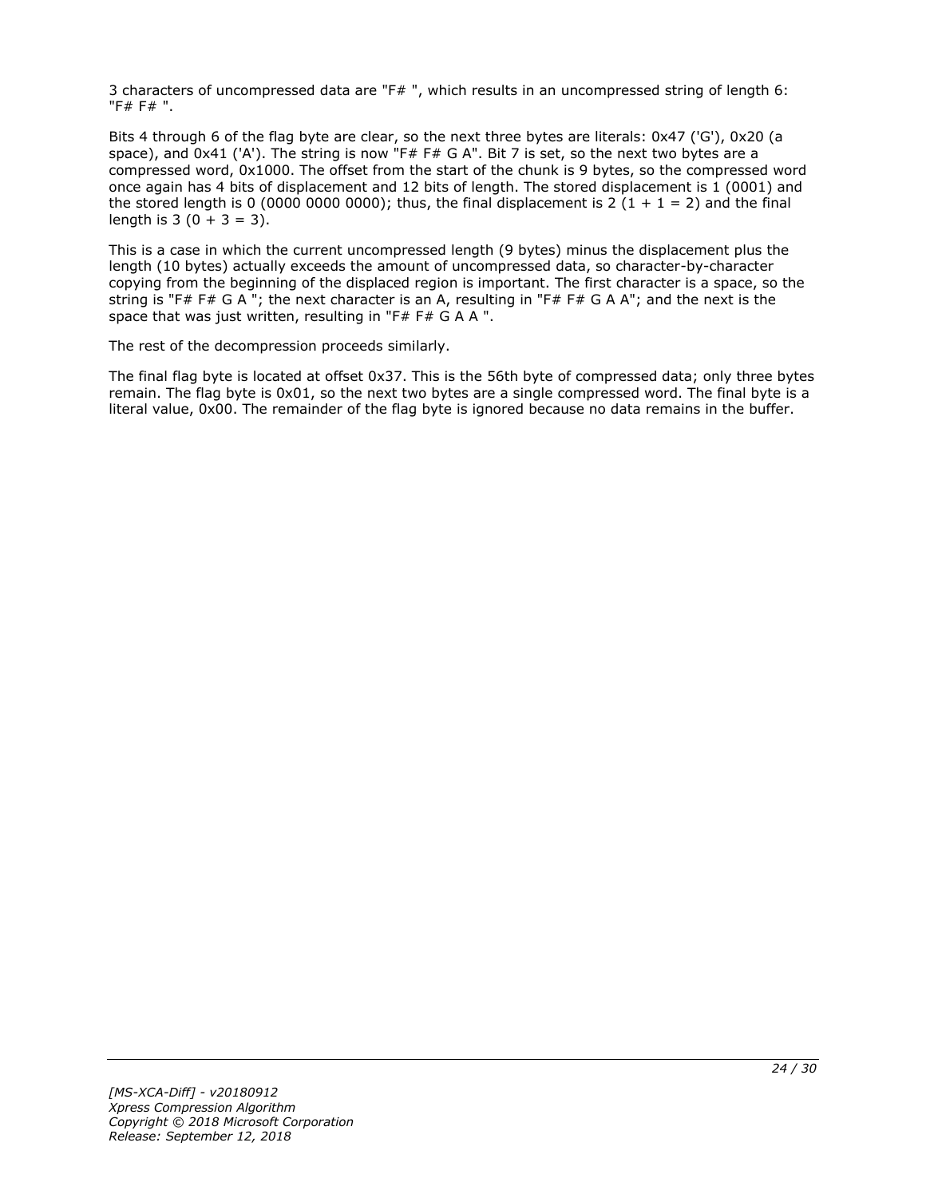3 characters of uncompressed data are "F# ", which results in an uncompressed string of length 6: "F# F# ".

Bits 4 through 6 of the flag byte are clear, so the next three bytes are literals: 0x47 ('G'), 0x20 (a space), and 0x41 ('A'). The string is now "F# F# G A". Bit 7 is set, so the next two bytes are a compressed word, 0x1000. The offset from the start of the chunk is 9 bytes, so the compressed word once again has 4 bits of displacement and 12 bits of length. The stored displacement is 1 (0001) and the stored length is 0 (0000 0000 0000); thus, the final displacement is 2 (1 + 1 = 2) and the final length is 3 (0 + 3 = 3).

This is a case in which the current uncompressed length (9 bytes) minus the displacement plus the length (10 bytes) actually exceeds the amount of uncompressed data, so character-by-character copying from the beginning of the displaced region is important. The first character is a space, so the string is "F# F# G A "; the next character is an A, resulting in "F# F# G A A"; and the next is the space that was just written, resulting in "F# F# G A A ".

The rest of the decompression proceeds similarly.

The final flag byte is located at offset 0x37. This is the 56th byte of compressed data; only three bytes remain. The flag byte is 0x01, so the next two bytes are a single compressed word. The final byte is a literal value, 0x00. The remainder of the flag byte is ignored because no data remains in the buffer.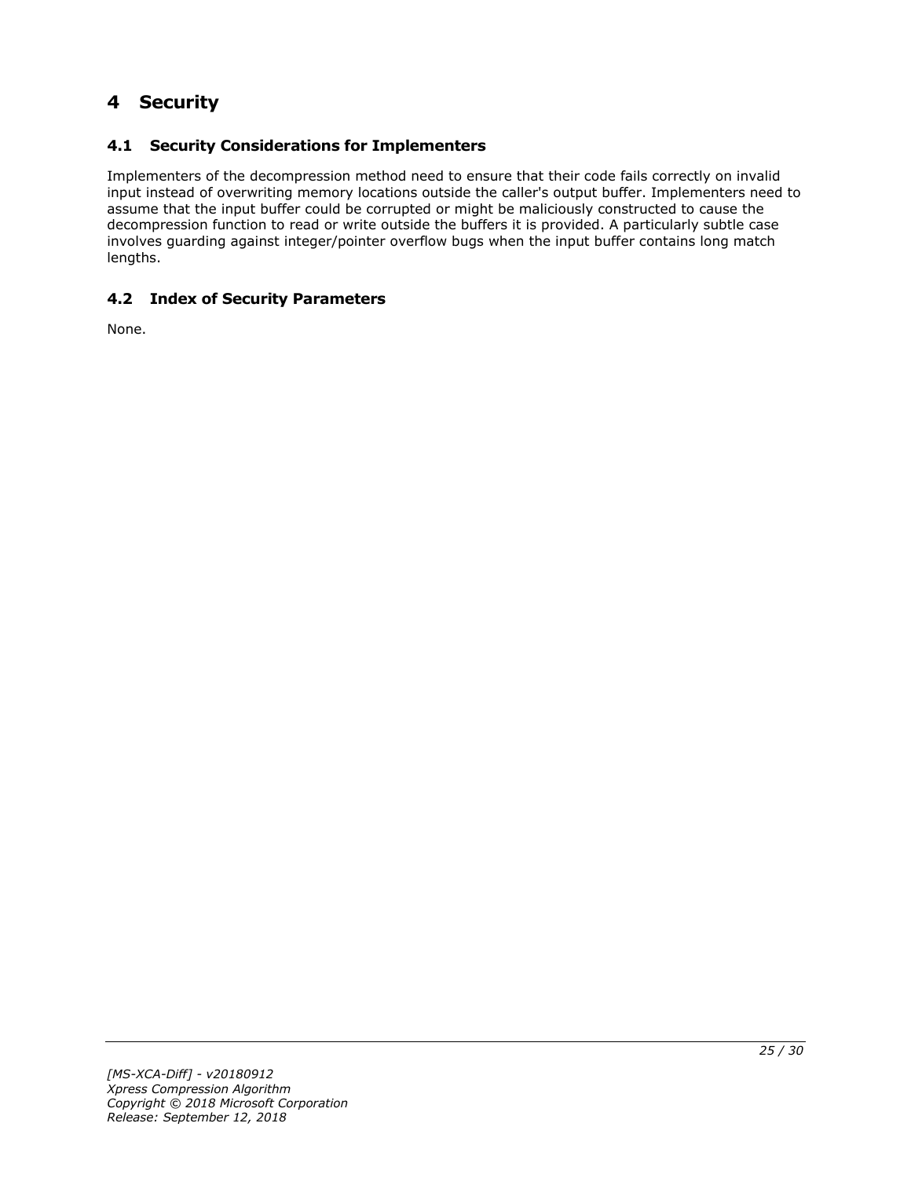# 4 Security

## 4.1 Security Considerations for Implementers

Implementers of the decompression method need to ensure that their code fails correctly on invalid input instead of overwriting memory locations outside the caller's output buffer. Implementers need to assume that the input buffer could be corrupted or might be maliciously constructed to cause the decompression function to read or write outside the buffers it is provided. A particularly subtle case involves guarding against integer/pointer overflow bugs when the input buffer contains long match lengths.

## 4.2 Index of Security Parameters

None.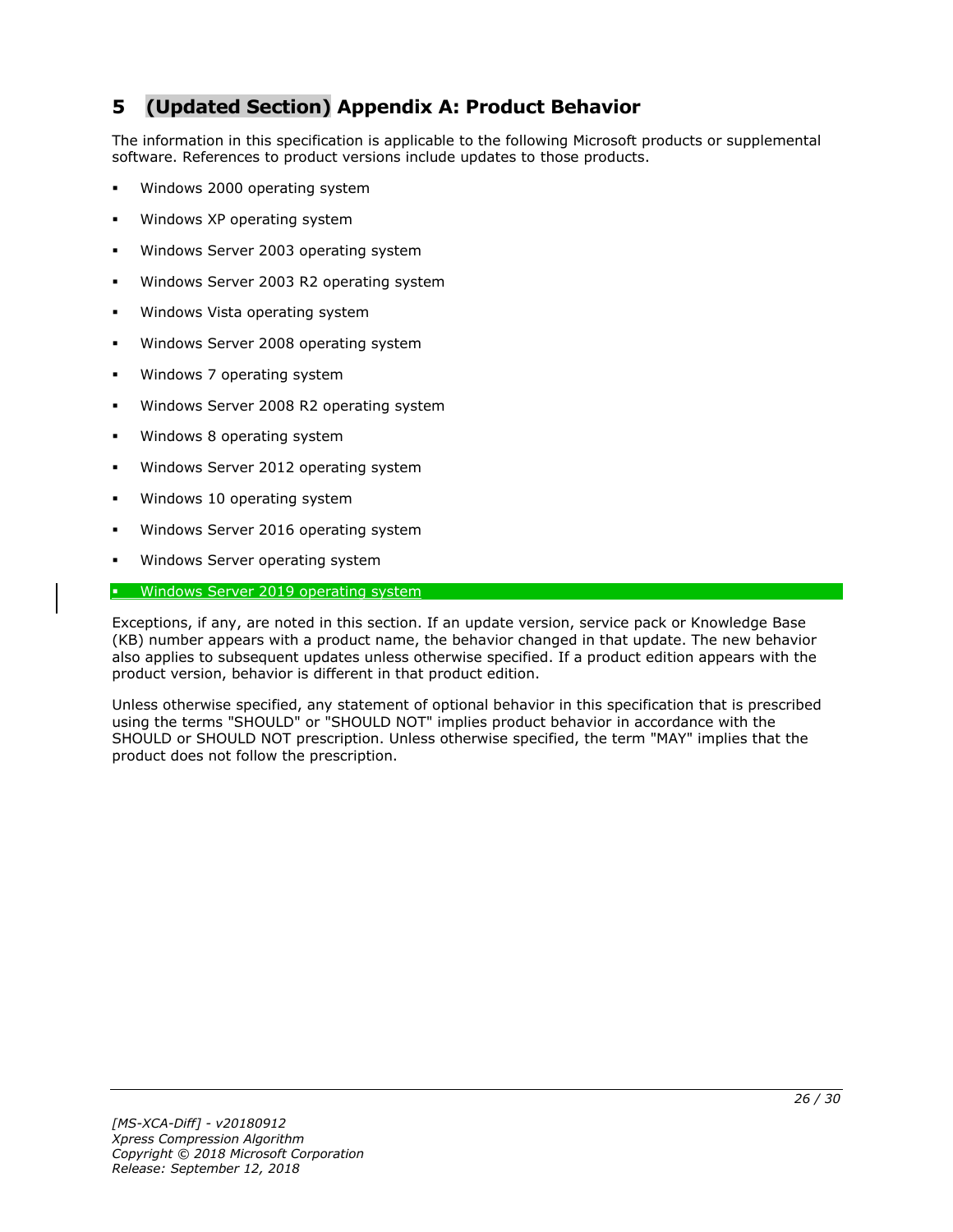# 5 (Updated Section) Appendix A: Product Behavior

The information in this specification is applicable to the following Microsoft products or supplemental software. References to product versions include updates to those products.

- Windows 2000 operating system
- Windows XP operating system
- Windows Server 2003 operating system
- Windows Server 2003 R2 operating system
- Windows Vista operating system
- Windows Server 2008 operating system
- Windows 7 operating system
- Windows Server 2008 R2 operating system
- Windows 8 operating system
- Windows Server 2012 operating system
- Windows 10 operating system
- Windows Server 2016 operating system
- Windows Server operating system
- Windows Server 2019 operating system

Exceptions, if any, are noted in this section. If an update version, service pack or Knowledge Base (KB) number appears with a product name, the behavior changed in that update. The new behavior also applies to subsequent updates unless otherwise specified. If a product edition appears with the product version, behavior is different in that product edition.

Unless otherwise specified, any statement of optional behavior in this specification that is prescribed using the terms "SHOULD" or "SHOULD NOT" implies product behavior in accordance with the SHOULD or SHOULD NOT prescription. Unless otherwise specified, the term "MAY" implies that the product does not follow the prescription.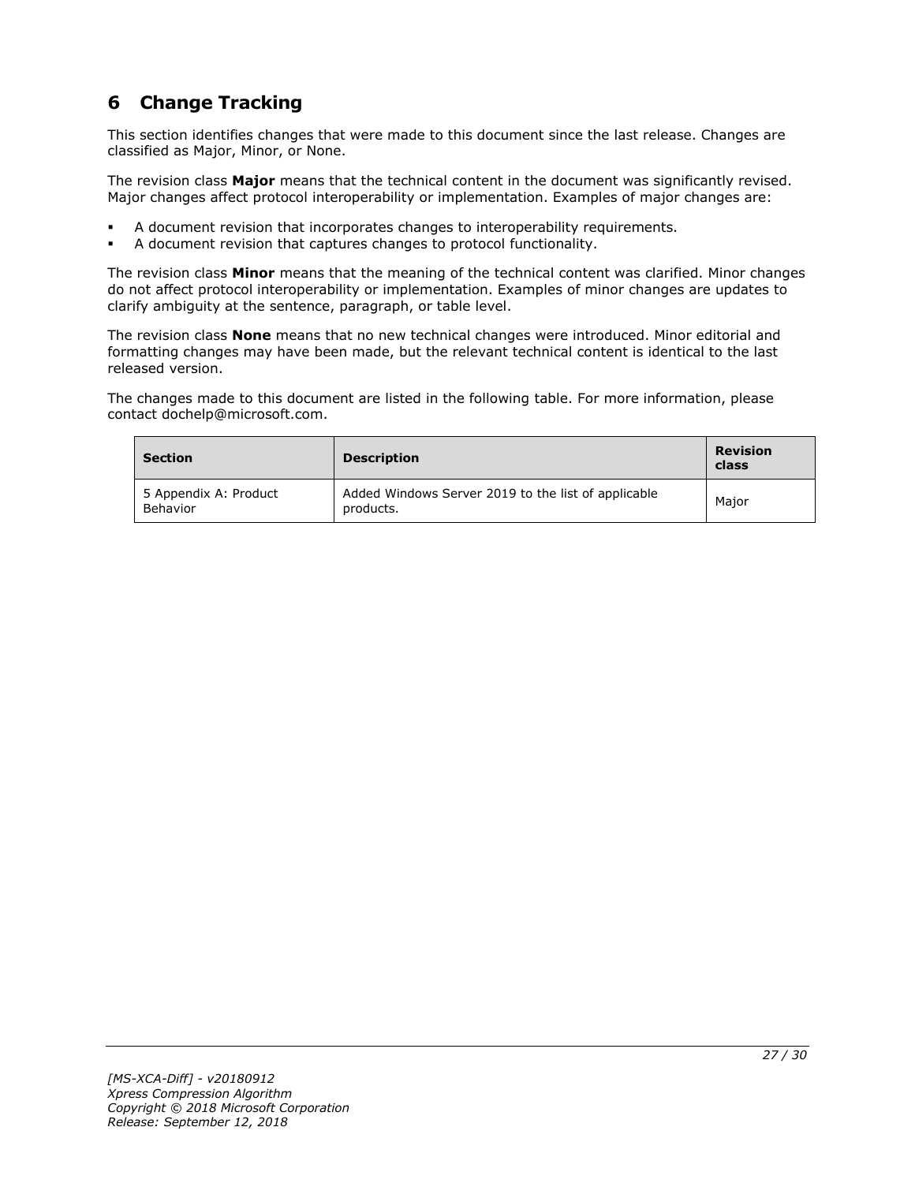# 6 Change Tracking

This section identifies changes that were made to this document since the last release. Changes are classified as Major, Minor, or None.

The revision class **Major** means that the technical content in the document was significantly revised. Major changes affect protocol interoperability or implementation. Examples of major changes are:

- A document revision that incorporates changes to interoperability requirements.
- A document revision that captures changes to protocol functionality.

The revision class **Minor** means that the meaning of the technical content was clarified. Minor changes do not affect protocol interoperability or implementation. Examples of minor changes are updates to clarify ambiguity at the sentence, paragraph, or table level.

The revision class **None** means that no new technical changes were introduced. Minor editorial and formatting changes may have been made, but the relevant technical content is identical to the last released version.

The changes made to this document are listed in the following table. For more information, please contact dochelp@microsoft.com.

| Section | Description | Revision class |
| --- | --- | --- |
| 5 Appendix A: Product Behavior | Added Windows Server 2019 to the list of applicable products. | Major |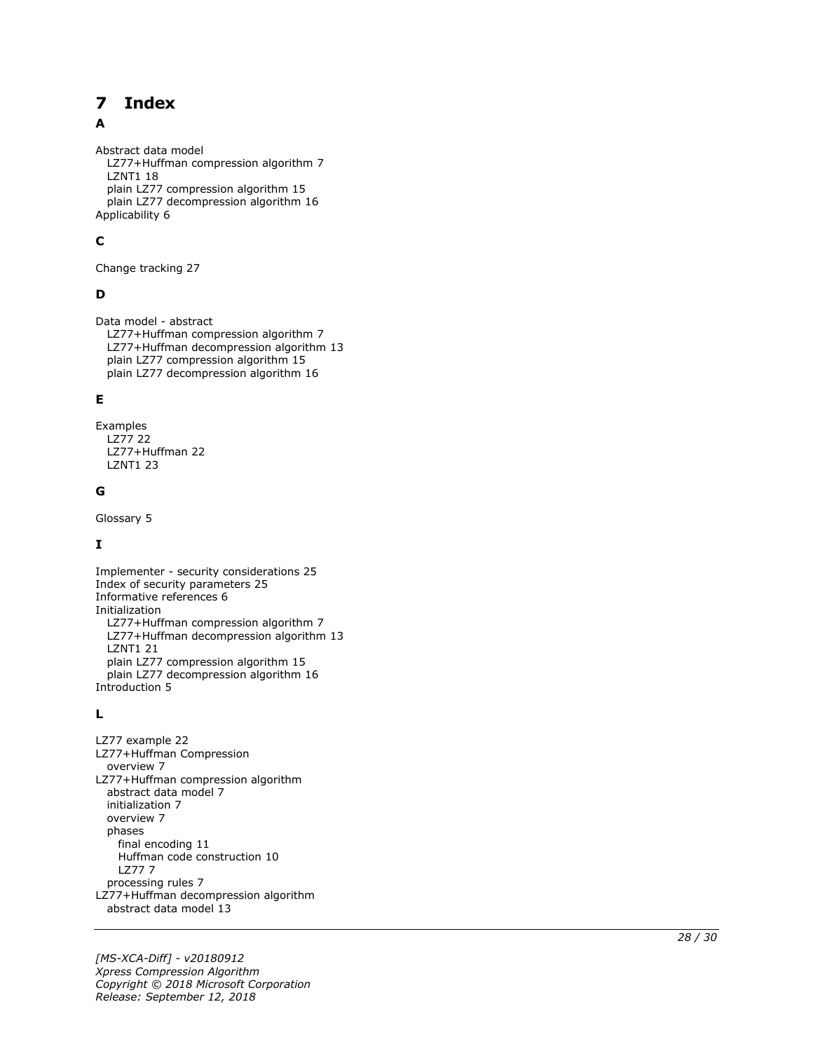# 7 Index

## A

Abstract data model
- LZ77+Huffman compression algorithm 7
- LZNT1 18
- plain LZ77 compression algorithm 15
- plain LZ77 decompression algorithm 16

Applicability 6

## C

Change tracking 27

## D

Data model - abstract
- LZ77+Huffman compression algorithm 7
- LZ77+Huffman decompression algorithm 13
- plain LZ77 compression algorithm 15
- plain LZ77 decompression algorithm 16

## E

Examples
- LZ77 22
- LZ77+Huffman 22
- LZNT1 23

## G

Glossary 5

## I

Implementer - security considerations 25
Index of security parameters 25
Informative references 6
Initialization
- LZ77+Huffman compression algorithm 7
- LZ77+Huffman decompression algorithm 13
- LZNT1 21
- plain LZ77 compression algorithm 15
- plain LZ77 decompression algorithm 16

Introduction 5

## L

LZ77 example 22
LZ77+Huffman Compression
- overview 7

LZ77+Huffman compression algorithm
- abstract data model 7
- initialization 7
- overview 7
- phases
  - final encoding 11
  - Huffman code construction 10
  - LZ77 7
- processing rules 7

LZ77+Huffman decompression algorithm
- abstract data model 13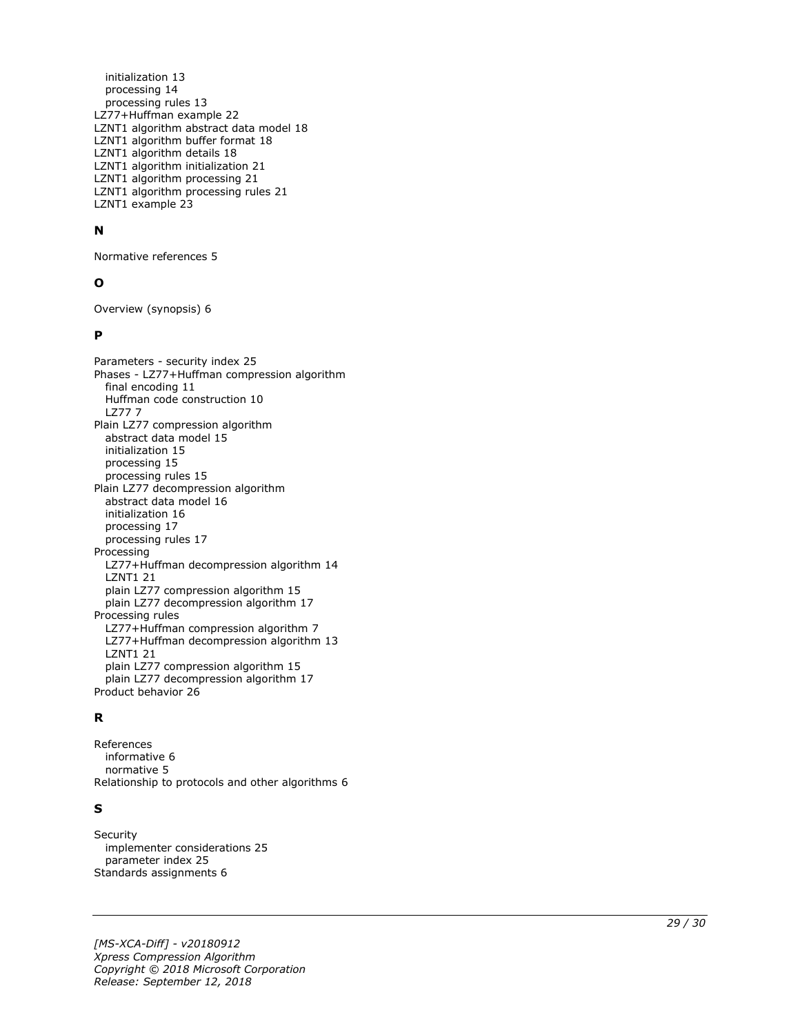initialization 13
processing 14
processing rules 13
LZ77+Huffman example 22
LZNT1 algorithm abstract data model 18
LZNT1 algorithm buffer format 18
LZNT1 algorithm details 18
LZNT1 algorithm initialization 21
LZNT1 algorithm processing 21
LZNT1 algorithm processing rules 21
LZNT1 example 23

## N

Normative references 5

## O

Overview (synopsis) 6

## P

Parameters - security index 25
Phases - LZ77+Huffman compression algorithm
final encoding 11
Huffman code construction 10
LZ77 7
Plain LZ77 compression algorithm
abstract data model 15
initialization 15
processing 15
processing rules 15
Plain LZ77 decompression algorithm
abstract data model 16
initialization 16
processing 17
processing rules 17
Processing
LZ77+Huffman decompression algorithm 14
LZNT1 21
plain LZ77 compression algorithm 15
plain LZ77 decompression algorithm 17
Processing rules
LZ77+Huffman compression algorithm 7
LZ77+Huffman decompression algorithm 13
LZNT1 21
plain LZ77 compression algorithm 15
plain LZ77 decompression algorithm 17
Product behavior 26

## R

References
informative 6
normative 5
Relationship to protocols and other algorithms 6

## S

Security
implementer considerations 25
parameter index 25
Standards assignments 6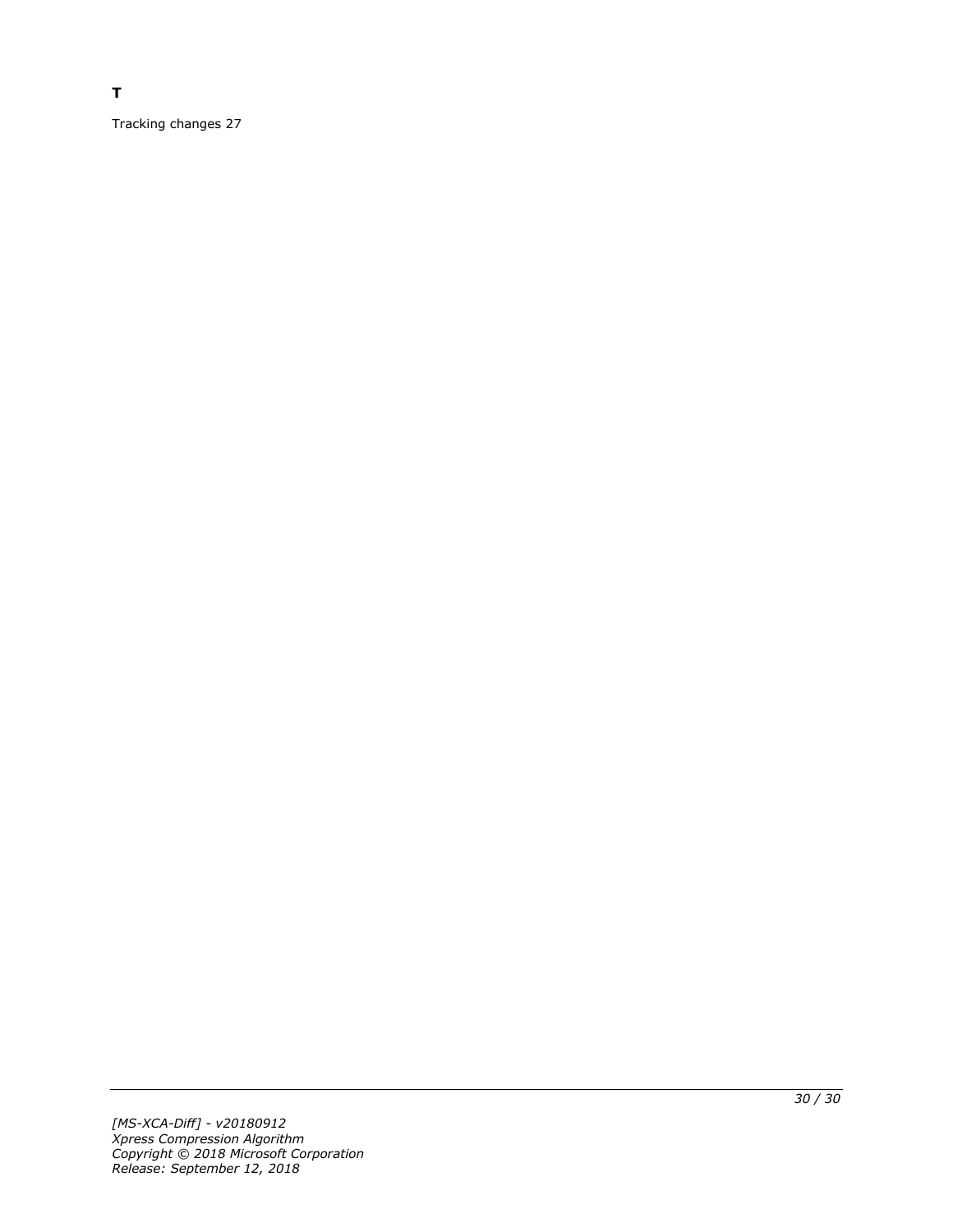**T**

Tracking changes 27